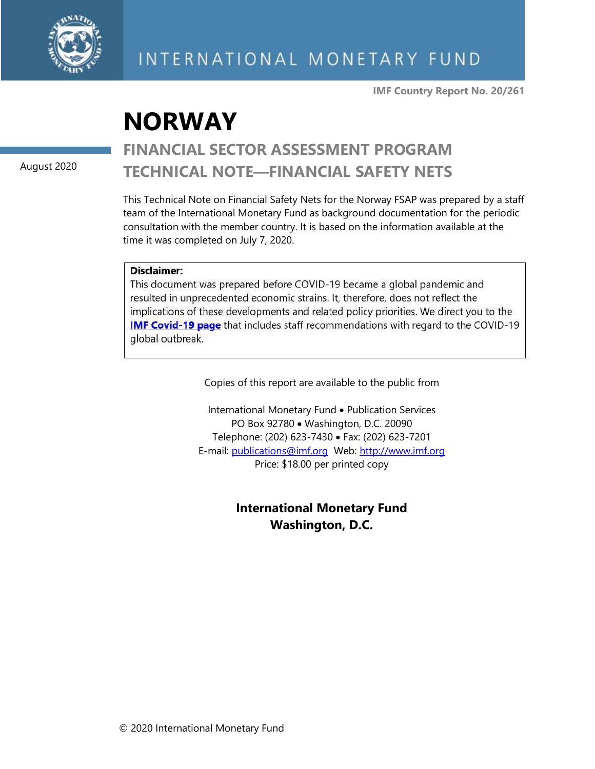INTERNATIONAL MONETARY FUND

IMF Country Report No. 20/261

# NORWAY

August 2020

## FINANCIAL SECTOR ASSESSMENT PROGRAM TECHNICAL NOTE—FINANCIAL SAFETY NETS

This Technical Note on Financial Safety Nets for the Norway FSAP was prepared by a staff team of the International Monetary Fund as background documentation for the periodic consultation with the member country. It is based on the information available at the time it was completed on July 7, 2020.

**Disclaimer:**
This document was prepared before COVID-19 became a global pandemic and resulted in unprecedented economic strains. It, therefore, does not reflect the implications of these developments and related policy priorities. We direct you to the **IMF Covid-19 page** that includes staff recommendations with regard to the COVID-19 global outbreak.

Copies of this report are available to the public from

International Monetary Fund • Publication Services
PO Box 92780 • Washington, D.C. 20090
Telephone: (202) 623-7430 • Fax: (202) 623-7201
E-mail: publications@imf.org Web: http://www.imf.org
Price: $18.00 per printed copy

**International Monetary Fund**
**Washington, D.C.**

© 2020 International Monetary Fund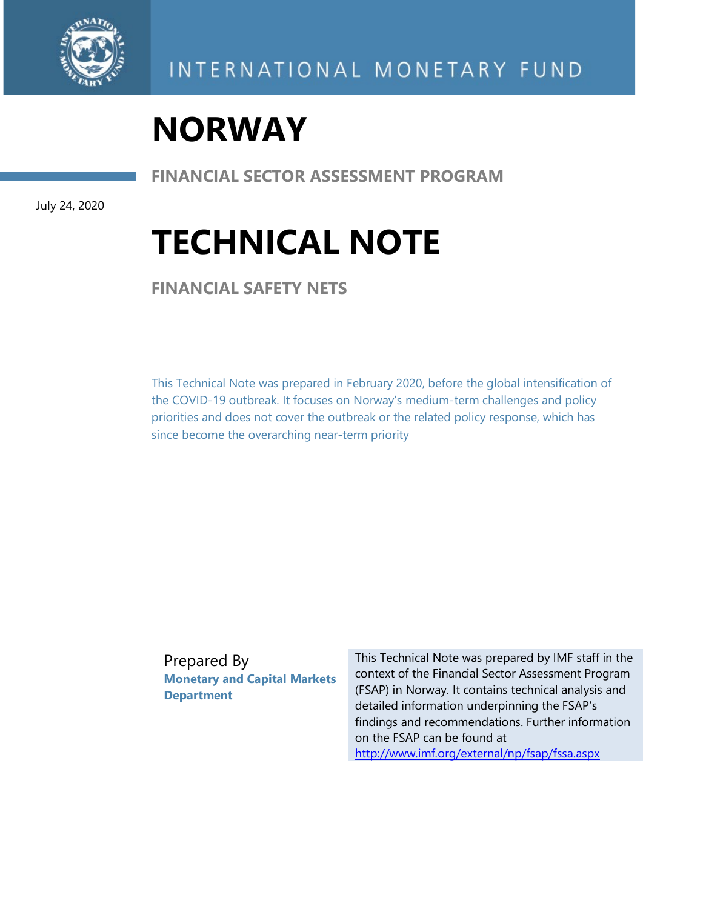INTERNATIONAL MONETARY FUND

# NORWAY

## FINANCIAL SECTOR ASSESSMENT PROGRAM

July 24, 2020

# TECHNICAL NOTE

## FINANCIAL SAFETY NETS

This Technical Note was prepared in February 2020, before the global intensification of the COVID-19 outbreak. It focuses on Norway's medium-term challenges and policy priorities and does not cover the outbreak or the related policy response, which has since become the overarching near-term priority

Prepared By
**Monetary and Capital Markets Department**

This Technical Note was prepared by IMF staff in the context of the Financial Sector Assessment Program (FSAP) in Norway. It contains technical analysis and detailed information underpinning the FSAP's findings and recommendations. Further information on the FSAP can be found at http://www.imf.org/external/np/fsap/fssa.aspx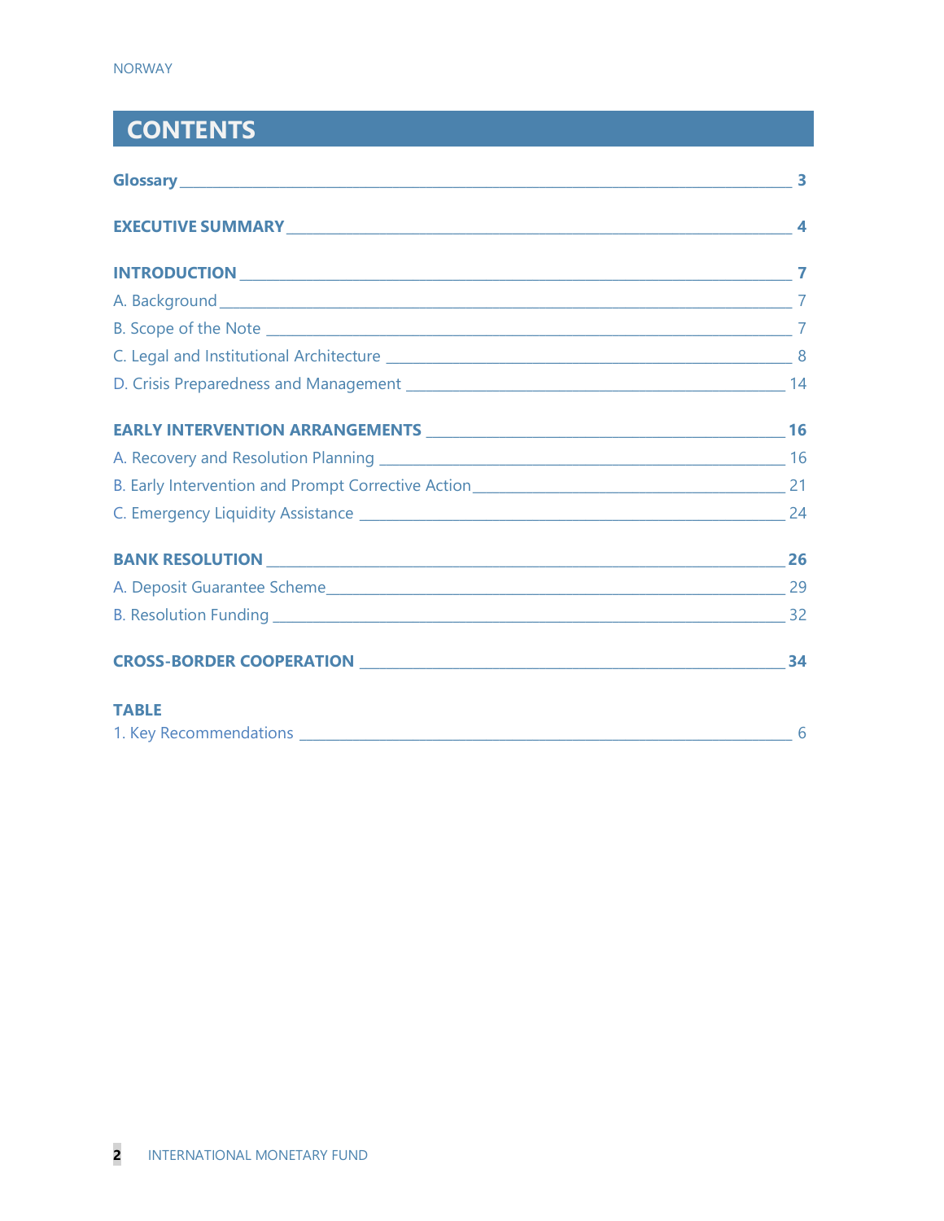# CONTENTS

**Glossary** 3

**EXECUTIVE SUMMARY** 4

**INTRODUCTION** 7

A. Background 7

B. Scope of the Note 7

C. Legal and Institutional Architecture 8

D. Crisis Preparedness and Management 14

**EARLY INTERVENTION ARRANGEMENTS** 16

A. Recovery and Resolution Planning 16

B. Early Intervention and Prompt Corrective Action 21

C. Emergency Liquidity Assistance 24

**BANK RESOLUTION** 26

A. Deposit Guarantee Scheme 29

B. Resolution Funding 32

**CROSS-BORDER COOPERATION** 34

**TABLE**

1. Key Recommendations 6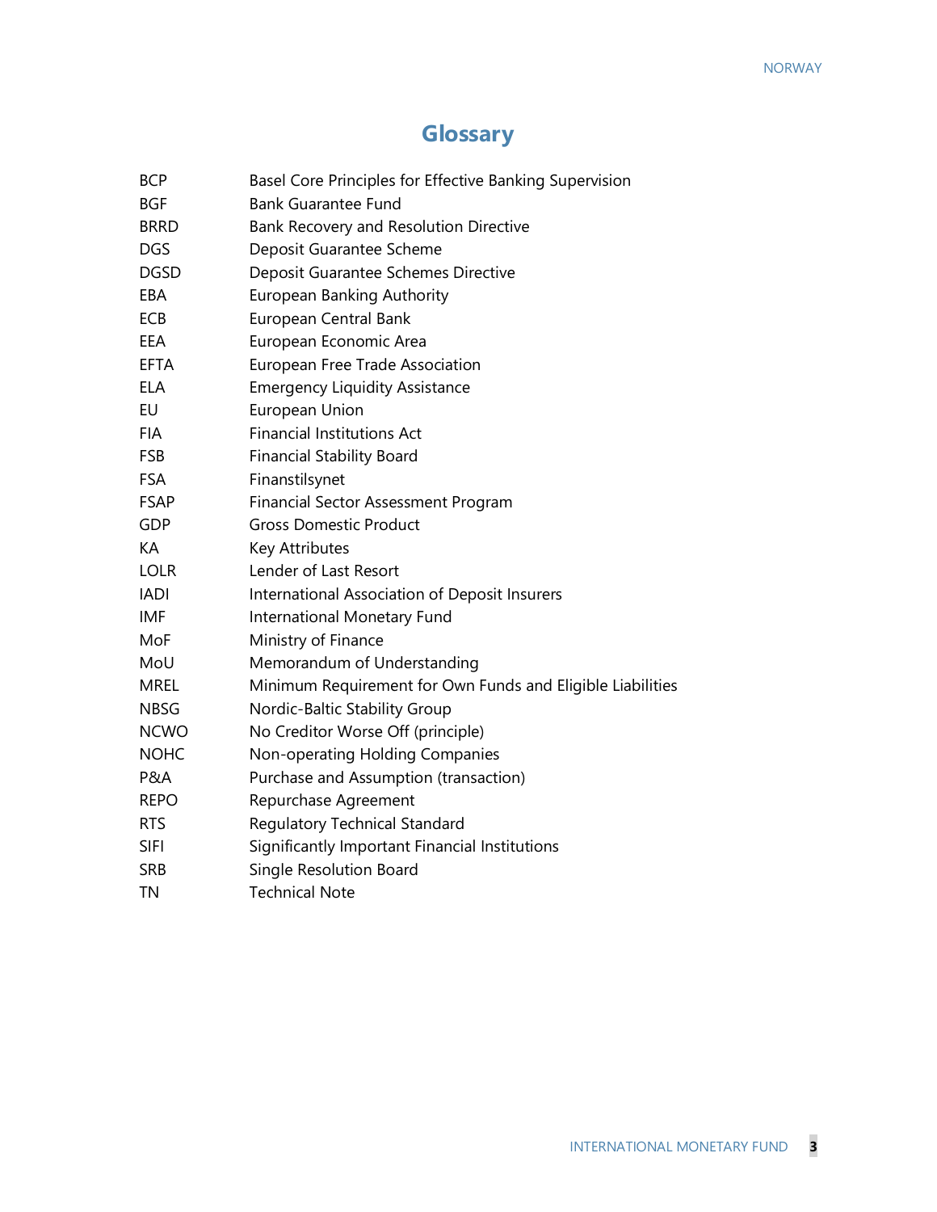# Glossary

| | |
|---|---|
| BCP | Basel Core Principles for Effective Banking Supervision |
| BGF | Bank Guarantee Fund |
| BRRD | Bank Recovery and Resolution Directive |
| DGS | Deposit Guarantee Scheme |
| DGSD | Deposit Guarantee Schemes Directive |
| EBA | European Banking Authority |
| ECB | European Central Bank |
| EEA | European Economic Area |
| EFTA | European Free Trade Association |
| ELA | Emergency Liquidity Assistance |
| EU | European Union |
| FIA | Financial Institutions Act |
| FSB | Financial Stability Board |
| FSA | Finanstilsynet |
| FSAP | Financial Sector Assessment Program |
| GDP | Gross Domestic Product |
| KA | Key Attributes |
| LOLR | Lender of Last Resort |
| IADI | International Association of Deposit Insurers |
| IMF | International Monetary Fund |
| MoF | Ministry of Finance |
| MoU | Memorandum of Understanding |
| MREL | Minimum Requirement for Own Funds and Eligible Liabilities |
| NBSG | Nordic-Baltic Stability Group |
| NCWO | No Creditor Worse Off (principle) |
| NOHC | Non-operating Holding Companies |
| P&A | Purchase and Assumption (transaction) |
| REPO | Repurchase Agreement |
| RTS | Regulatory Technical Standard |
| SIFI | Significantly Important Financial Institutions |
| SRB | Single Resolution Board |
| TN | Technical Note |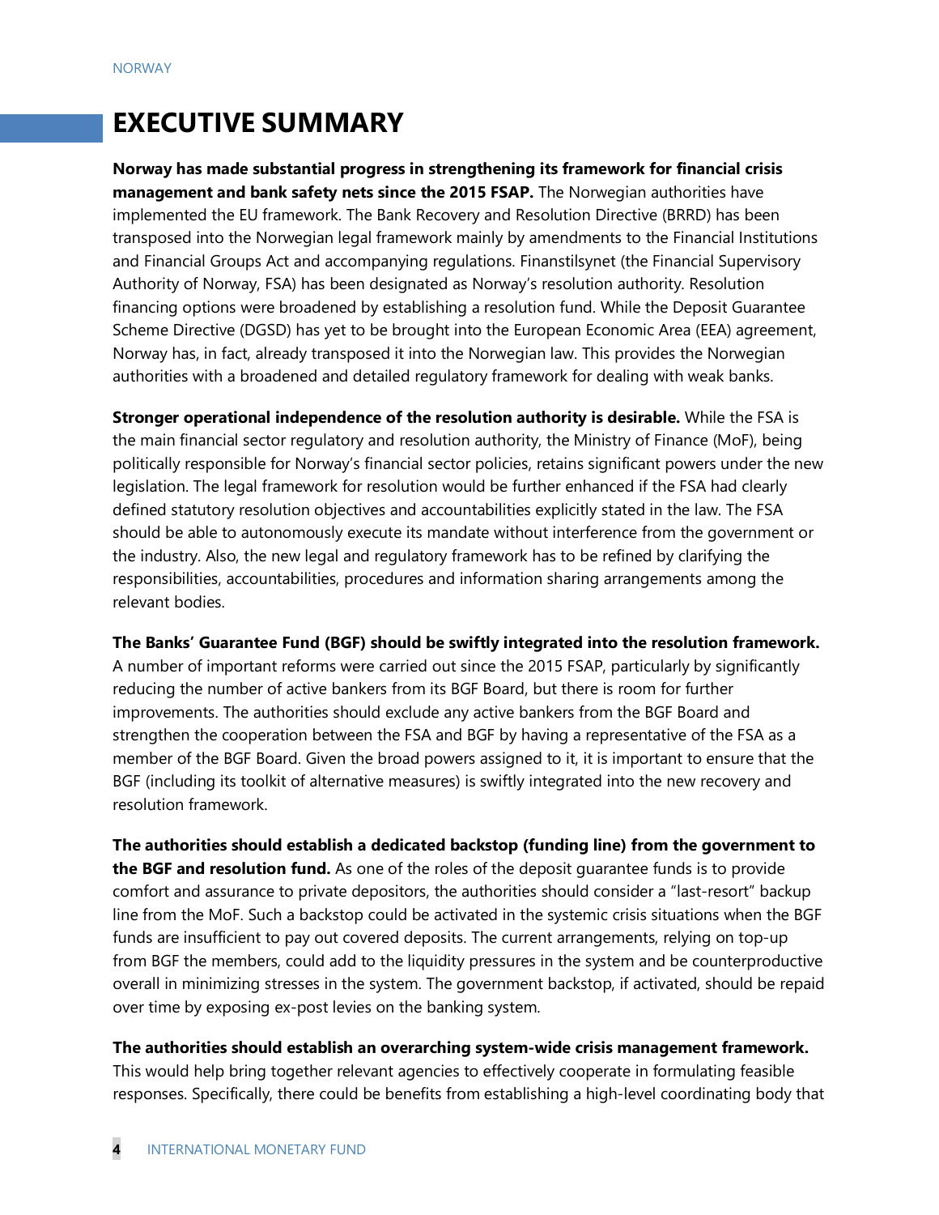# EXECUTIVE SUMMARY

**Norway has made substantial progress in strengthening its framework for financial crisis management and bank safety nets since the 2015 FSAP.** The Norwegian authorities have implemented the EU framework. The Bank Recovery and Resolution Directive (BRRD) has been transposed into the Norwegian legal framework mainly by amendments to the Financial Institutions and Financial Groups Act and accompanying regulations. Finanstilsynet (the Financial Supervisory Authority of Norway, FSA) has been designated as Norway's resolution authority. Resolution financing options were broadened by establishing a resolution fund. While the Deposit Guarantee Scheme Directive (DGSD) has yet to be brought into the European Economic Area (EEA) agreement, Norway has, in fact, already transposed it into the Norwegian law. This provides the Norwegian authorities with a broadened and detailed regulatory framework for dealing with weak banks.

**Stronger operational independence of the resolution authority is desirable.** While the FSA is the main financial sector regulatory and resolution authority, the Ministry of Finance (MoF), being politically responsible for Norway's financial sector policies, retains significant powers under the new legislation. The legal framework for resolution would be further enhanced if the FSA had clearly defined statutory resolution objectives and accountabilities explicitly stated in the law. The FSA should be able to autonomously execute its mandate without interference from the government or the industry. Also, the new legal and regulatory framework has to be refined by clarifying the responsibilities, accountabilities, procedures and information sharing arrangements among the relevant bodies.

**The Banks' Guarantee Fund (BGF) should be swiftly integrated into the resolution framework.** A number of important reforms were carried out since the 2015 FSAP, particularly by significantly reducing the number of active bankers from its BGF Board, but there is room for further improvements. The authorities should exclude any active bankers from the BGF Board and strengthen the cooperation between the FSA and BGF by having a representative of the FSA as a member of the BGF Board. Given the broad powers assigned to it, it is important to ensure that the BGF (including its toolkit of alternative measures) is swiftly integrated into the new recovery and resolution framework.

**The authorities should establish a dedicated backstop (funding line) from the government to the BGF and resolution fund.** As one of the roles of the deposit guarantee funds is to provide comfort and assurance to private depositors, the authorities should consider a "last-resort" backup line from the MoF. Such a backstop could be activated in the systemic crisis situations when the BGF funds are insufficient to pay out covered deposits. The current arrangements, relying on top-up from BGF the members, could add to the liquidity pressures in the system and be counterproductive overall in minimizing stresses in the system. The government backstop, if activated, should be repaid over time by exposing ex-post levies on the banking system.

**The authorities should establish an overarching system-wide crisis management framework.** This would help bring together relevant agencies to effectively cooperate in formulating feasible responses. Specifically, there could be benefits from establishing a high-level coordinating body that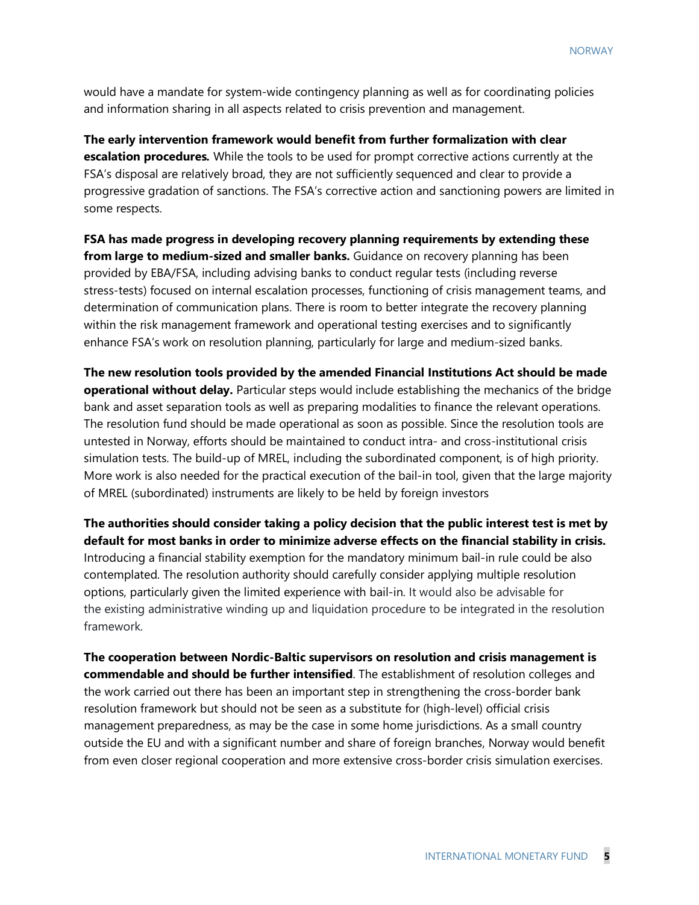would have a mandate for system-wide contingency planning as well as for coordinating policies and information sharing in all aspects related to crisis prevention and management.

**The early intervention framework would benefit from further formalization with clear escalation procedures.** While the tools to be used for prompt corrective actions currently at the FSA's disposal are relatively broad, they are not sufficiently sequenced and clear to provide a progressive gradation of sanctions. The FSA's corrective action and sanctioning powers are limited in some respects.

**FSA has made progress in developing recovery planning requirements by extending these from large to medium-sized and smaller banks.** Guidance on recovery planning has been provided by EBA/FSA, including advising banks to conduct regular tests (including reverse stress-tests) focused on internal escalation processes, functioning of crisis management teams, and determination of communication plans. There is room to better integrate the recovery planning within the risk management framework and operational testing exercises and to significantly enhance FSA's work on resolution planning, particularly for large and medium-sized banks.

**The new resolution tools provided by the amended Financial Institutions Act should be made operational without delay.** Particular steps would include establishing the mechanics of the bridge bank and asset separation tools as well as preparing modalities to finance the relevant operations. The resolution fund should be made operational as soon as possible. Since the resolution tools are untested in Norway, efforts should be maintained to conduct intra- and cross-institutional crisis simulation tests. The build-up of MREL, including the subordinated component, is of high priority. More work is also needed for the practical execution of the bail-in tool, given that the large majority of MREL (subordinated) instruments are likely to be held by foreign investors

**The authorities should consider taking a policy decision that the public interest test is met by default for most banks in order to minimize adverse effects on the financial stability in crisis.** Introducing a financial stability exemption for the mandatory minimum bail-in rule could be also contemplated. The resolution authority should carefully consider applying multiple resolution options, particularly given the limited experience with bail-in. It would also be advisable for the existing administrative winding up and liquidation procedure to be integrated in the resolution framework.

**The cooperation between Nordic-Baltic supervisors on resolution and crisis management is commendable and should be further intensified**. The establishment of resolution colleges and the work carried out there has been an important step in strengthening the cross-border bank resolution framework but should not be seen as a substitute for (high-level) official crisis management preparedness, as may be the case in some home jurisdictions. As a small country outside the EU and with a significant number and share of foreign branches, Norway would benefit from even closer regional cooperation and more extensive cross-border crisis simulation exercises.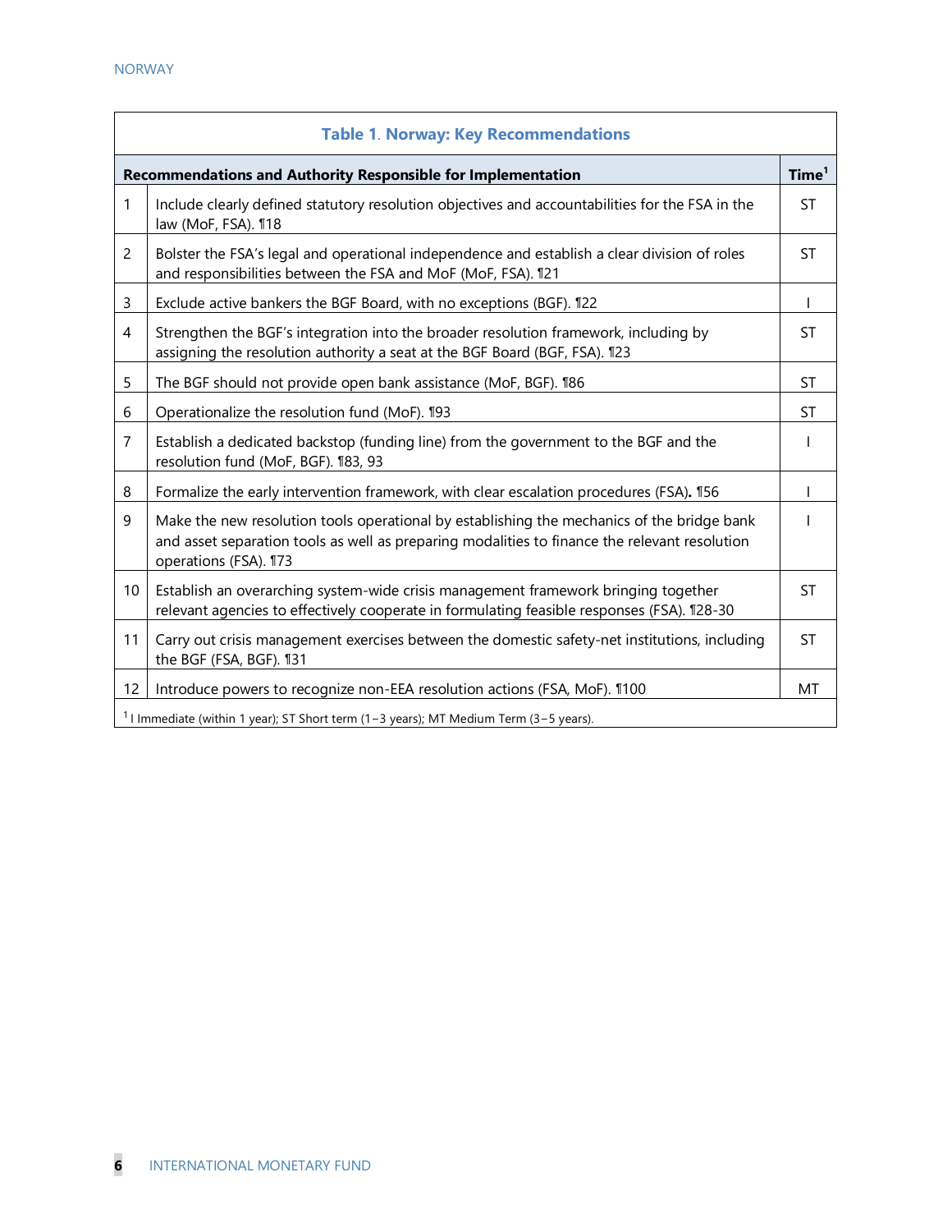**Table 1. Norway: Key Recommendations**

| | Recommendations and Authority Responsible for Implementation | Time[1] |
|---|---|---|
| 1 | Include clearly defined statutory resolution objectives and accountabilities for the FSA in the law (MoF, FSA). ¶18 | ST |
| 2 | Bolster the FSA's legal and operational independence and establish a clear division of roles and responsibilities between the FSA and MoF (MoF, FSA). ¶21 | ST |
| 3 | Exclude active bankers the BGF Board, with no exceptions (BGF). ¶22 | I |
| 4 | Strengthen the BGF's integration into the broader resolution framework, including by assigning the resolution authority a seat at the BGF Board (BGF, FSA). ¶23 | ST |
| 5 | The BGF should not provide open bank assistance (MoF, BGF). ¶86 | ST |
| 6 | Operationalize the resolution fund (MoF). ¶93 | ST |
| 7 | Establish a dedicated backstop (funding line) from the government to the BGF and the resolution fund (MoF, BGF). ¶83, 93 | I |
| 8 | Formalize the early intervention framework, with clear escalation procedures (FSA). ¶56 | I |
| 9 | Make the new resolution tools operational by establishing the mechanics of the bridge bank and asset separation tools as well as preparing modalities to finance the relevant resolution operations (FSA). ¶73 | I |
| 10 | Establish an overarching system-wide crisis management framework bringing together relevant agencies to effectively cooperate in formulating feasible responses (FSA). ¶28-30 | ST |
| 11 | Carry out crisis management exercises between the domestic safety-net institutions, including the BGF (FSA, BGF). ¶31 | ST |
| 12 | Introduce powers to recognize non-EEA resolution actions (FSA, MoF). ¶100 | MT |

[1] I Immediate (within 1 year); ST Short term (1−3 years); MT Medium Term (3−5 years).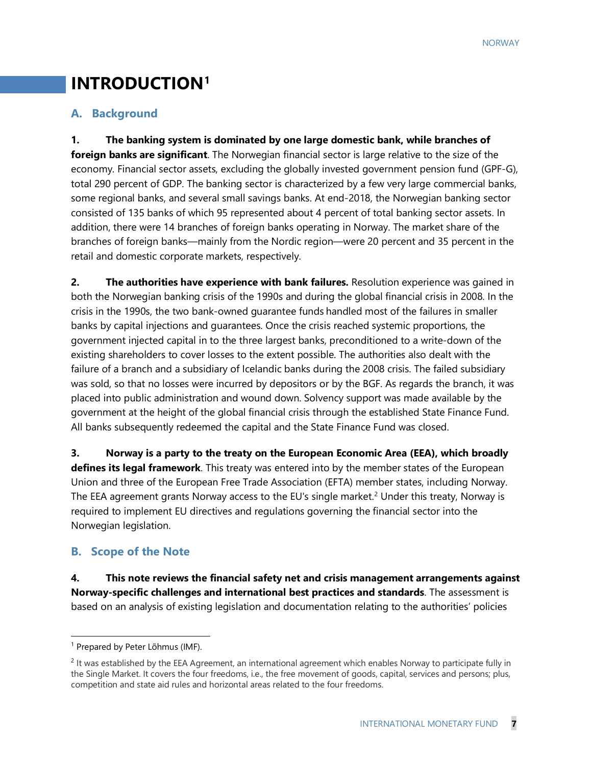# INTRODUCTION[1]

## A. Background

**1. The banking system is dominated by one large domestic bank, while branches of foreign banks are significant**. The Norwegian financial sector is large relative to the size of the economy. Financial sector assets, excluding the globally invested government pension fund (GPF-G), total 290 percent of GDP. The banking sector is characterized by a few very large commercial banks, some regional banks, and several small savings banks. At end-2018, the Norwegian banking sector consisted of 135 banks of which 95 represented about 4 percent of total banking sector assets. In addition, there were 14 branches of foreign banks operating in Norway. The market share of the branches of foreign banks—mainly from the Nordic region—were 20 percent and 35 percent in the retail and domestic corporate markets, respectively.

**2. The authorities have experience with bank failures.** Resolution experience was gained in both the Norwegian banking crisis of the 1990s and during the global financial crisis in 2008. In the crisis in the 1990s, the two bank-owned guarantee funds handled most of the failures in smaller banks by capital injections and guarantees. Once the crisis reached systemic proportions, the government injected capital in to the three largest banks, preconditioned to a write-down of the existing shareholders to cover losses to the extent possible. The authorities also dealt with the failure of a branch and a subsidiary of Icelandic banks during the 2008 crisis. The failed subsidiary was sold, so that no losses were incurred by depositors or by the BGF. As regards the branch, it was placed into public administration and wound down. Solvency support was made available by the government at the height of the global financial crisis through the established State Finance Fund. All banks subsequently redeemed the capital and the State Finance Fund was closed.

**3. Norway is a party to the treaty on the European Economic Area (EEA), which broadly defines its legal framework**. This treaty was entered into by the member states of the European Union and three of the European Free Trade Association (EFTA) member states, including Norway. The EEA agreement grants Norway access to the EU's single market.[2] Under this treaty, Norway is required to implement EU directives and regulations governing the financial sector into the Norwegian legislation.

## B. Scope of the Note

**4. This note reviews the financial safety net and crisis management arrangements against Norway-specific challenges and international best practices and standards**. The assessment is based on an analysis of existing legislation and documentation relating to the authorities' policies

---

[1] Prepared by Peter Lõhmus (IMF).

[2] It was established by the EEA Agreement, an international agreement which enables Norway to participate fully in the Single Market. It covers the four freedoms, i.e., the free movement of goods, capital, services and persons; plus, competition and state aid rules and horizontal areas related to the four freedoms.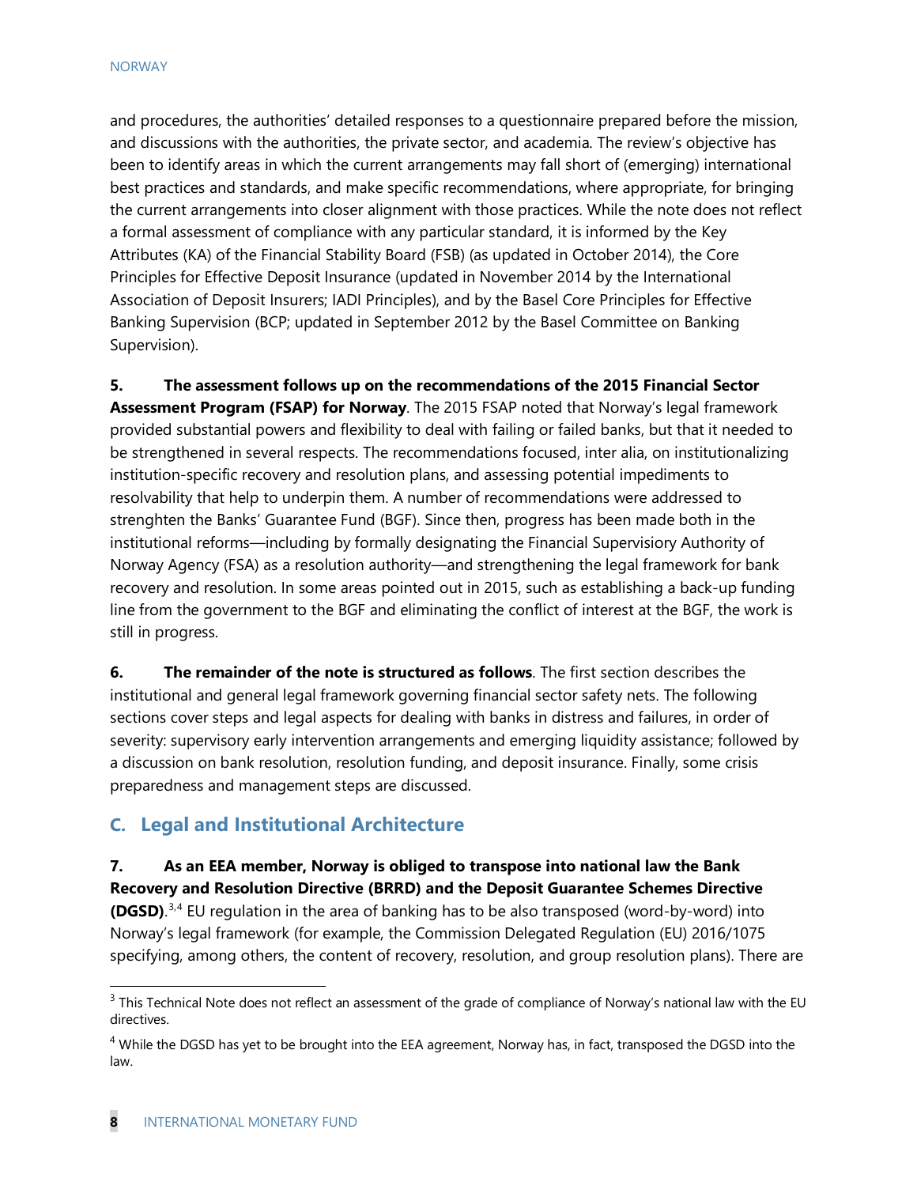and procedures, the authorities' detailed responses to a questionnaire prepared before the mission, and discussions with the authorities, the private sector, and academia. The review's objective has been to identify areas in which the current arrangements may fall short of (emerging) international best practices and standards, and make specific recommendations, where appropriate, for bringing the current arrangements into closer alignment with those practices. While the note does not reflect a formal assessment of compliance with any particular standard, it is informed by the Key Attributes (KA) of the Financial Stability Board (FSB) (as updated in October 2014), the Core Principles for Effective Deposit Insurance (updated in November 2014 by the International Association of Deposit Insurers; IADI Principles), and by the Basel Core Principles for Effective Banking Supervision (BCP; updated in September 2012 by the Basel Committee on Banking Supervision).

**5. The assessment follows up on the recommendations of the 2015 Financial Sector Assessment Program (FSAP) for Norway**. The 2015 FSAP noted that Norway's legal framework provided substantial powers and flexibility to deal with failing or failed banks, but that it needed to be strengthened in several respects. The recommendations focused, inter alia, on institutionalizing institution-specific recovery and resolution plans, and assessing potential impediments to resolvability that help to underpin them. A number of recommendations were addressed to strenghten the Banks' Guarantee Fund (BGF). Since then, progress has been made both in the institutional reforms—including by formally designating the Financial Supervisiory Authority of Norway Agency (FSA) as a resolution authority—and strengthening the legal framework for bank recovery and resolution. In some areas pointed out in 2015, such as establishing a back-up funding line from the government to the BGF and eliminating the conflict of interest at the BGF, the work is still in progress.

**6. The remainder of the note is structured as follows**. The first section describes the institutional and general legal framework governing financial sector safety nets. The following sections cover steps and legal aspects for dealing with banks in distress and failures, in order of severity: supervisory early intervention arrangements and emerging liquidity assistance; followed by a discussion on bank resolution, resolution funding, and deposit insurance. Finally, some crisis preparedness and management steps are discussed.

## C. Legal and Institutional Architecture

**7. As an EEA member, Norway is obliged to transpose into national law the Bank Recovery and Resolution Directive (BRRD) and the Deposit Guarantee Schemes Directive (DGSD)**.[3,4] EU regulation in the area of banking has to be also transposed (word-by-word) into Norway's legal framework (for example, the Commission Delegated Regulation (EU) 2016/1075 specifying, among others, the content of recovery, resolution, and group resolution plans). There are

---

[3] This Technical Note does not reflect an assessment of the grade of compliance of Norway's national law with the EU directives.

[4] While the DGSD has yet to be brought into the EEA agreement, Norway has, in fact, transposed the DGSD into the law.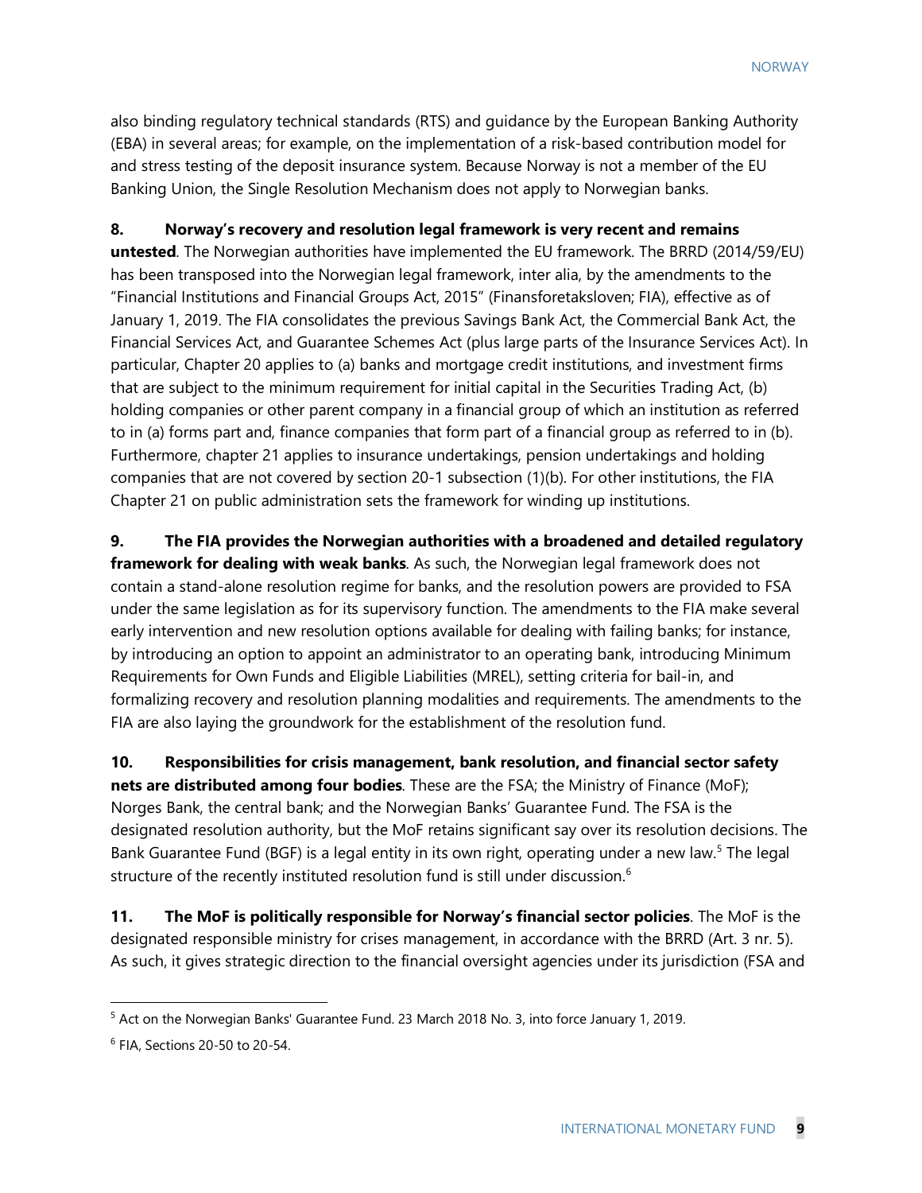also binding regulatory technical standards (RTS) and guidance by the European Banking Authority (EBA) in several areas; for example, on the implementation of a risk-based contribution model for and stress testing of the deposit insurance system. Because Norway is not a member of the EU Banking Union, the Single Resolution Mechanism does not apply to Norwegian banks.

**8. Norway's recovery and resolution legal framework is very recent and remains untested**. The Norwegian authorities have implemented the EU framework. The BRRD (2014/59/EU) has been transposed into the Norwegian legal framework, inter alia, by the amendments to the "Financial Institutions and Financial Groups Act, 2015" (Finansforetaksloven; FIA), effective as of January 1, 2019. The FIA consolidates the previous Savings Bank Act, the Commercial Bank Act, the Financial Services Act, and Guarantee Schemes Act (plus large parts of the Insurance Services Act). In particular, Chapter 20 applies to (a) banks and mortgage credit institutions, and investment firms that are subject to the minimum requirement for initial capital in the Securities Trading Act, (b) holding companies or other parent company in a financial group of which an institution as referred to in (a) forms part and, finance companies that form part of a financial group as referred to in (b). Furthermore, chapter 21 applies to insurance undertakings, pension undertakings and holding companies that are not covered by section 20-1 subsection (1)(b). For other institutions, the FIA Chapter 21 on public administration sets the framework for winding up institutions.

**9. The FIA provides the Norwegian authorities with a broadened and detailed regulatory framework for dealing with weak banks**. As such, the Norwegian legal framework does not contain a stand-alone resolution regime for banks, and the resolution powers are provided to FSA under the same legislation as for its supervisory function. The amendments to the FIA make several early intervention and new resolution options available for dealing with failing banks; for instance, by introducing an option to appoint an administrator to an operating bank, introducing Minimum Requirements for Own Funds and Eligible Liabilities (MREL), setting criteria for bail-in, and formalizing recovery and resolution planning modalities and requirements. The amendments to the FIA are also laying the groundwork for the establishment of the resolution fund.

**10. Responsibilities for crisis management, bank resolution, and financial sector safety nets are distributed among four bodies**. These are the FSA; the Ministry of Finance (MoF); Norges Bank, the central bank; and the Norwegian Banks' Guarantee Fund. The FSA is the designated resolution authority, but the MoF retains significant say over its resolution decisions. The Bank Guarantee Fund (BGF) is a legal entity in its own right, operating under a new law.[5] The legal structure of the recently instituted resolution fund is still under discussion.[6]

**11. The MoF is politically responsible for Norway's financial sector policies**. The MoF is the designated responsible ministry for crises management, in accordance with the BRRD (Art. 3 nr. 5). As such, it gives strategic direction to the financial oversight agencies under its jurisdiction (FSA and

---

[5] Act on the Norwegian Banks' Guarantee Fund. 23 March 2018 No. 3, into force January 1, 2019.

[6] FIA, Sections 20-50 to 20-54.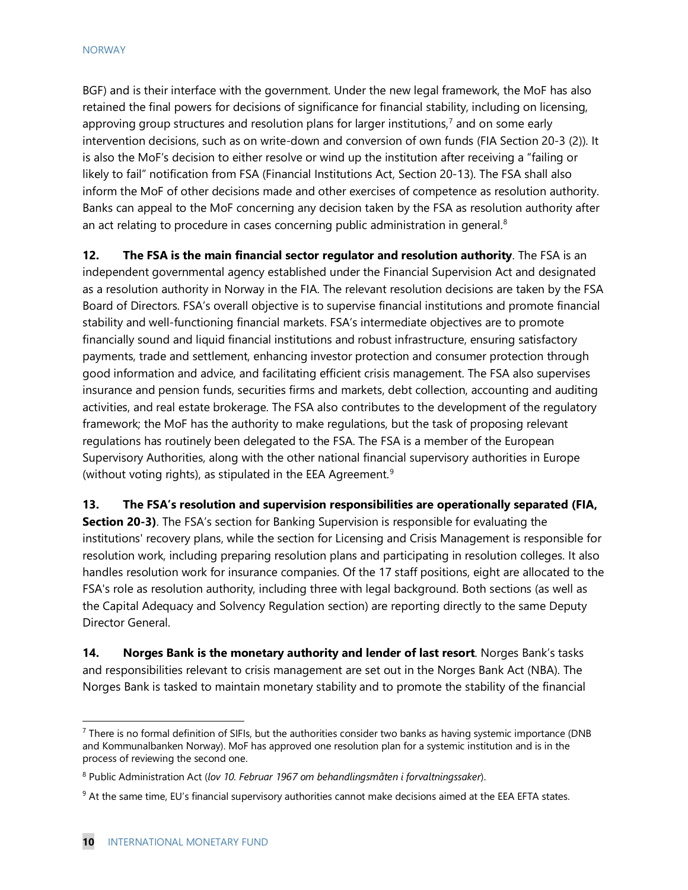BGF) and is their interface with the government. Under the new legal framework, the MoF has also retained the final powers for decisions of significance for financial stability, including on licensing, approving group structures and resolution plans for larger institutions,[7] and on some early intervention decisions, such as on write-down and conversion of own funds (FIA Section 20-3 (2)). It is also the MoF's decision to either resolve or wind up the institution after receiving a "failing or likely to fail" notification from FSA (Financial Institutions Act, Section 20-13). The FSA shall also inform the MoF of other decisions made and other exercises of competence as resolution authority. Banks can appeal to the MoF concerning any decision taken by the FSA as resolution authority after an act relating to procedure in cases concerning public administration in general.[8]

**12. The FSA is the main financial sector regulator and resolution authority**. The FSA is an independent governmental agency established under the Financial Supervision Act and designated as a resolution authority in Norway in the FIA. The relevant resolution decisions are taken by the FSA Board of Directors. FSA's overall objective is to supervise financial institutions and promote financial stability and well-functioning financial markets. FSA's intermediate objectives are to promote financially sound and liquid financial institutions and robust infrastructure, ensuring satisfactory payments, trade and settlement, enhancing investor protection and consumer protection through good information and advice, and facilitating efficient crisis management. The FSA also supervises insurance and pension funds, securities firms and markets, debt collection, accounting and auditing activities, and real estate brokerage. The FSA also contributes to the development of the regulatory framework; the MoF has the authority to make regulations, but the task of proposing relevant regulations has routinely been delegated to the FSA. The FSA is a member of the European Supervisory Authorities, along with the other national financial supervisory authorities in Europe (without voting rights), as stipulated in the EEA Agreement.[9]

**13. The FSA's resolution and supervision responsibilities are operationally separated (FIA, Section 20-3)**. The FSA's section for Banking Supervision is responsible for evaluating the institutions' recovery plans, while the section for Licensing and Crisis Management is responsible for resolution work, including preparing resolution plans and participating in resolution colleges. It also handles resolution work for insurance companies. Of the 17 staff positions, eight are allocated to the FSA's role as resolution authority, including three with legal background. Both sections (as well as the Capital Adequacy and Solvency Regulation section) are reporting directly to the same Deputy Director General.

**14. Norges Bank is the monetary authority and lender of last resort**. Norges Bank's tasks and responsibilities relevant to crisis management are set out in the Norges Bank Act (NBA). The Norges Bank is tasked to maintain monetary stability and to promote the stability of the financial

---

[7] There is no formal definition of SIFIs, but the authorities consider two banks as having systemic importance (DNB and Kommunalbanken Norway). MoF has approved one resolution plan for a systemic institution and is in the process of reviewing the second one.

[8] Public Administration Act (*lov 10. Februar 1967 om behandlingsmåten i forvaltningssaker*).

[9] At the same time, EU's financial supervisory authorities cannot make decisions aimed at the EEA EFTA states.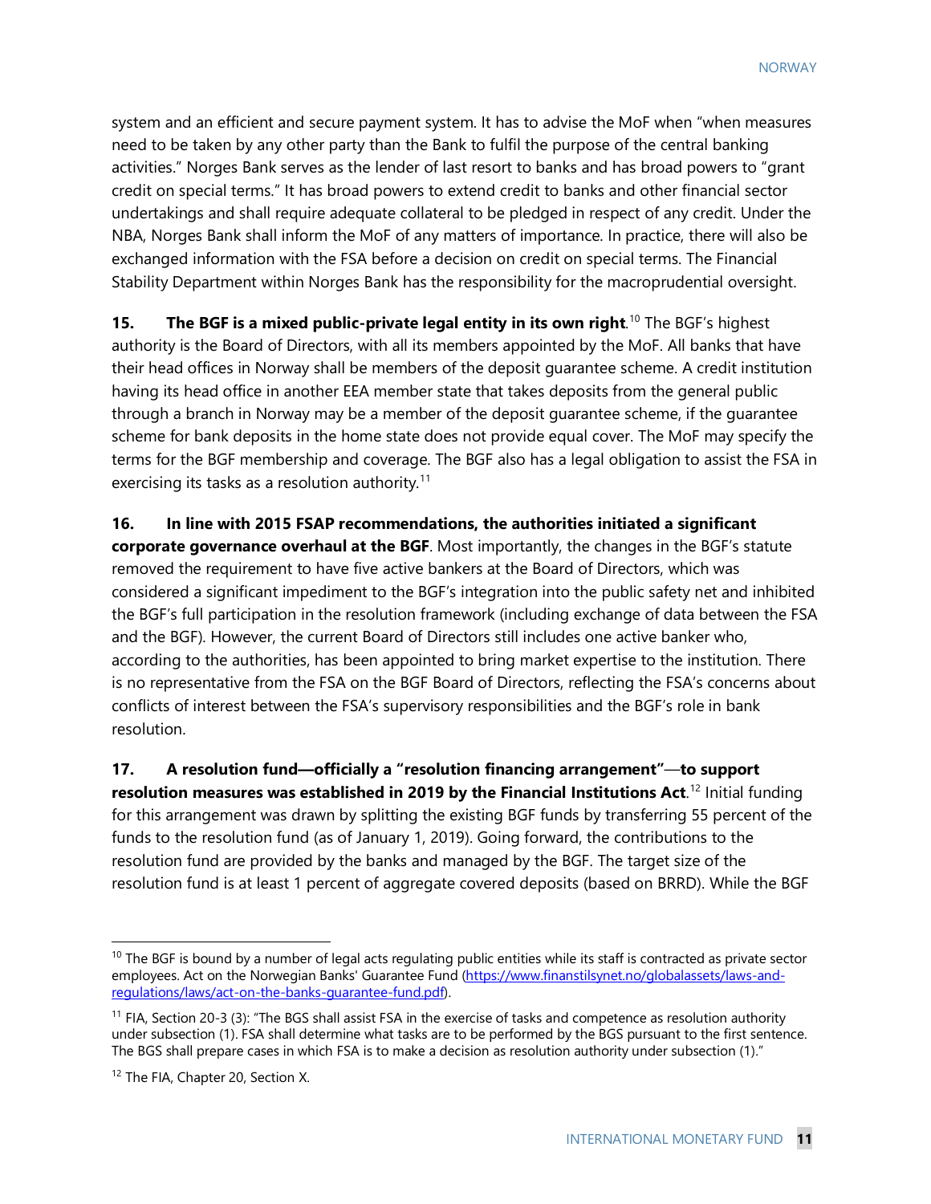system and an efficient and secure payment system. It has to advise the MoF when "when measures need to be taken by any other party than the Bank to fulfil the purpose of the central banking activities." Norges Bank serves as the lender of last resort to banks and has broad powers to "grant credit on special terms." It has broad powers to extend credit to banks and other financial sector undertakings and shall require adequate collateral to be pledged in respect of any credit. Under the NBA, Norges Bank shall inform the MoF of any matters of importance. In practice, there will also be exchanged information with the FSA before a decision on credit on special terms. The Financial Stability Department within Norges Bank has the responsibility for the macroprudential oversight.

**15. The BGF is a mixed public-private legal entity in its own right**.[10] The BGF's highest authority is the Board of Directors, with all its members appointed by the MoF. All banks that have their head offices in Norway shall be members of the deposit guarantee scheme. A credit institution having its head office in another EEA member state that takes deposits from the general public through a branch in Norway may be a member of the deposit guarantee scheme, if the guarantee scheme for bank deposits in the home state does not provide equal cover. The MoF may specify the terms for the BGF membership and coverage. The BGF also has a legal obligation to assist the FSA in exercising its tasks as a resolution authority.[11]

**16. In line with 2015 FSAP recommendations, the authorities initiated a significant corporate governance overhaul at the BGF**. Most importantly, the changes in the BGF's statute removed the requirement to have five active bankers at the Board of Directors, which was considered a significant impediment to the BGF's integration into the public safety net and inhibited the BGF's full participation in the resolution framework (including exchange of data between the FSA and the BGF). However, the current Board of Directors still includes one active banker who, according to the authorities, has been appointed to bring market expertise to the institution. There is no representative from the FSA on the BGF Board of Directors, reflecting the FSA's concerns about conflicts of interest between the FSA's supervisory responsibilities and the BGF's role in bank resolution.

**17. A resolution fund—officially a "resolution financing arrangement"—to support resolution measures was established in 2019 by the Financial Institutions Act**.[12] Initial funding for this arrangement was drawn by splitting the existing BGF funds by transferring 55 percent of the funds to the resolution fund (as of January 1, 2019). Going forward, the contributions to the resolution fund are provided by the banks and managed by the BGF. The target size of the resolution fund is at least 1 percent of aggregate covered deposits (based on BRRD). While the BGF

---

[10] The BGF is bound by a number of legal acts regulating public entities while its staff is contracted as private sector employees. Act on the Norwegian Banks' Guarantee Fund (https://www.finanstilsynet.no/globalassets/laws-and-regulations/laws/act-on-the-banks-guarantee-fund.pdf).

[11] FIA, Section 20-3 (3): "The BGS shall assist FSA in the exercise of tasks and competence as resolution authority under subsection (1). FSA shall determine what tasks are to be performed by the BGS pursuant to the first sentence. The BGS shall prepare cases in which FSA is to make a decision as resolution authority under subsection (1)."

[12] The FIA, Chapter 20, Section X.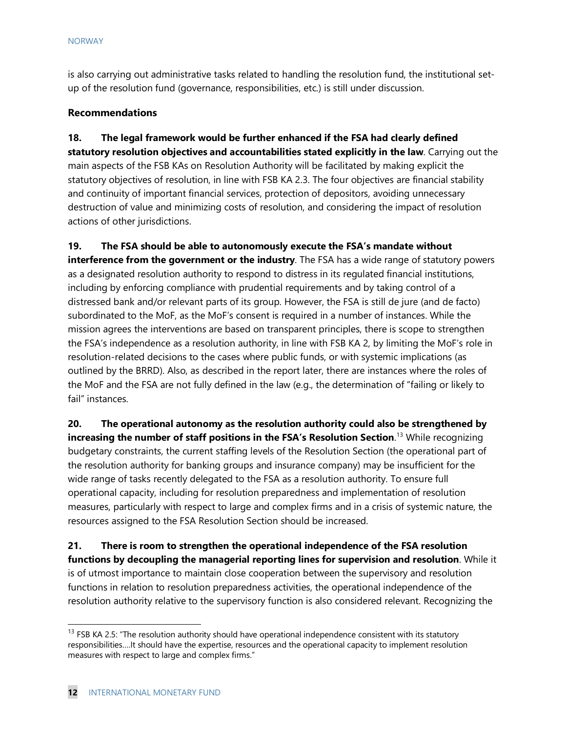is also carrying out administrative tasks related to handling the resolution fund, the institutional set-up of the resolution fund (governance, responsibilities, etc.) is still under discussion.

**Recommendations**

**18. The legal framework would be further enhanced if the FSA had clearly defined statutory resolution objectives and accountabilities stated explicitly in the law**. Carrying out the main aspects of the FSB KAs on Resolution Authority will be facilitated by making explicit the statutory objectives of resolution, in line with FSB KA 2.3. The four objectives are financial stability and continuity of important financial services, protection of depositors, avoiding unnecessary destruction of value and minimizing costs of resolution, and considering the impact of resolution actions of other jurisdictions.

**19. The FSA should be able to autonomously execute the FSA's mandate without interference from the government or the industry**. The FSA has a wide range of statutory powers as a designated resolution authority to respond to distress in its regulated financial institutions, including by enforcing compliance with prudential requirements and by taking control of a distressed bank and/or relevant parts of its group. However, the FSA is still de jure (and de facto) subordinated to the MoF, as the MoF's consent is required in a number of instances. While the mission agrees the interventions are based on transparent principles, there is scope to strengthen the FSA's independence as a resolution authority, in line with FSB KA 2, by limiting the MoF's role in resolution-related decisions to the cases where public funds, or with systemic implications (as outlined by the BRRD). Also, as described in the report later, there are instances where the roles of the MoF and the FSA are not fully defined in the law (e.g., the determination of "failing or likely to fail" instances.

**20. The operational autonomy as the resolution authority could also be strengthened by increasing the number of staff positions in the FSA's Resolution Section**.[13] While recognizing budgetary constraints, the current staffing levels of the Resolution Section (the operational part of the resolution authority for banking groups and insurance company) may be insufficient for the wide range of tasks recently delegated to the FSA as a resolution authority. To ensure full operational capacity, including for resolution preparedness and implementation of resolution measures, particularly with respect to large and complex firms and in a crisis of systemic nature, the resources assigned to the FSA Resolution Section should be increased.

**21. There is room to strengthen the operational independence of the FSA resolution functions by decoupling the managerial reporting lines for supervision and resolution**. While it is of utmost importance to maintain close cooperation between the supervisory and resolution functions in relation to resolution preparedness activities, the operational independence of the resolution authority relative to the supervisory function is also considered relevant. Recognizing the

---

[13] FSB KA 2.5: "The resolution authority should have operational independence consistent with its statutory responsibilities....It should have the expertise, resources and the operational capacity to implement resolution measures with respect to large and complex firms."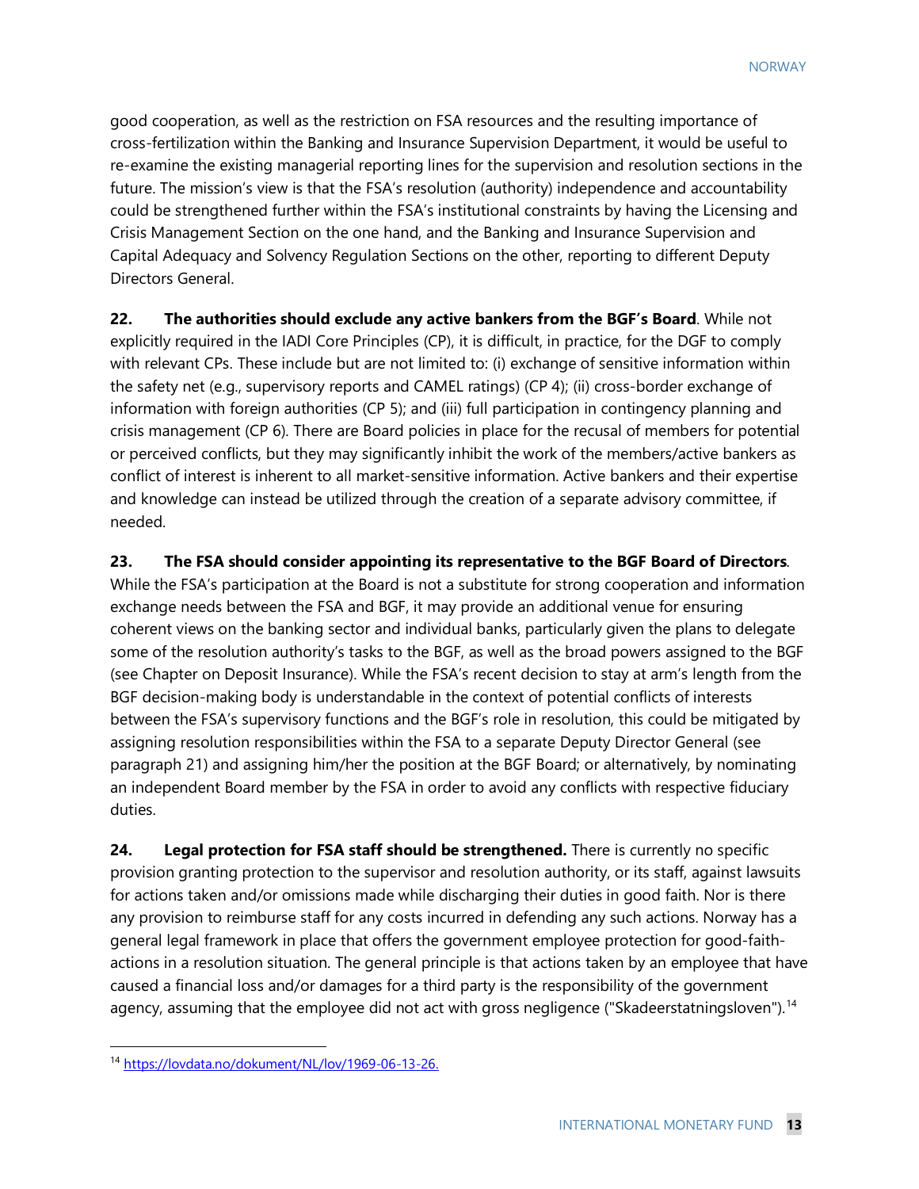good cooperation, as well as the restriction on FSA resources and the resulting importance of cross-fertilization within the Banking and Insurance Supervision Department, it would be useful to re-examine the existing managerial reporting lines for the supervision and resolution sections in the future. The mission's view is that the FSA's resolution (authority) independence and accountability could be strengthened further within the FSA's institutional constraints by having the Licensing and Crisis Management Section on the one hand, and the Banking and Insurance Supervision and Capital Adequacy and Solvency Regulation Sections on the other, reporting to different Deputy Directors General.

**22. The authorities should exclude any active bankers from the BGF's Board**. While not explicitly required in the IADI Core Principles (CP), it is difficult, in practice, for the DGF to comply with relevant CPs. These include but are not limited to: (i) exchange of sensitive information within the safety net (e.g., supervisory reports and CAMEL ratings) (CP 4); (ii) cross-border exchange of information with foreign authorities (CP 5); and (iii) full participation in contingency planning and crisis management (CP 6). There are Board policies in place for the recusal of members for potential or perceived conflicts, but they may significantly inhibit the work of the members/active bankers as conflict of interest is inherent to all market-sensitive information. Active bankers and their expertise and knowledge can instead be utilized through the creation of a separate advisory committee, if needed.

**23. The FSA should consider appointing its representative to the BGF Board of Directors**. While the FSA's participation at the Board is not a substitute for strong cooperation and information exchange needs between the FSA and BGF, it may provide an additional venue for ensuring coherent views on the banking sector and individual banks, particularly given the plans to delegate some of the resolution authority's tasks to the BGF, as well as the broad powers assigned to the BGF (see Chapter on Deposit Insurance). While the FSA's recent decision to stay at arm's length from the BGF decision-making body is understandable in the context of potential conflicts of interests between the FSA's supervisory functions and the BGF's role in resolution, this could be mitigated by assigning resolution responsibilities within the FSA to a separate Deputy Director General (see paragraph 21) and assigning him/her the position at the BGF Board; or alternatively, by nominating an independent Board member by the FSA in order to avoid any conflicts with respective fiduciary duties.

**24. Legal protection for FSA staff should be strengthened.** There is currently no specific provision granting protection to the supervisor and resolution authority, or its staff, against lawsuits for actions taken and/or omissions made while discharging their duties in good faith. Nor is there any provision to reimburse staff for any costs incurred in defending any such actions. Norway has a general legal framework in place that offers the government employee protection for good-faith-actions in a resolution situation. The general principle is that actions taken by an employee that have caused a financial loss and/or damages for a third party is the responsibility of the government agency, assuming that the employee did not act with gross negligence ("Skadeerstatningsloven").[14]

[14] https://lovdata.no/dokument/NL/lov/1969-06-13-26.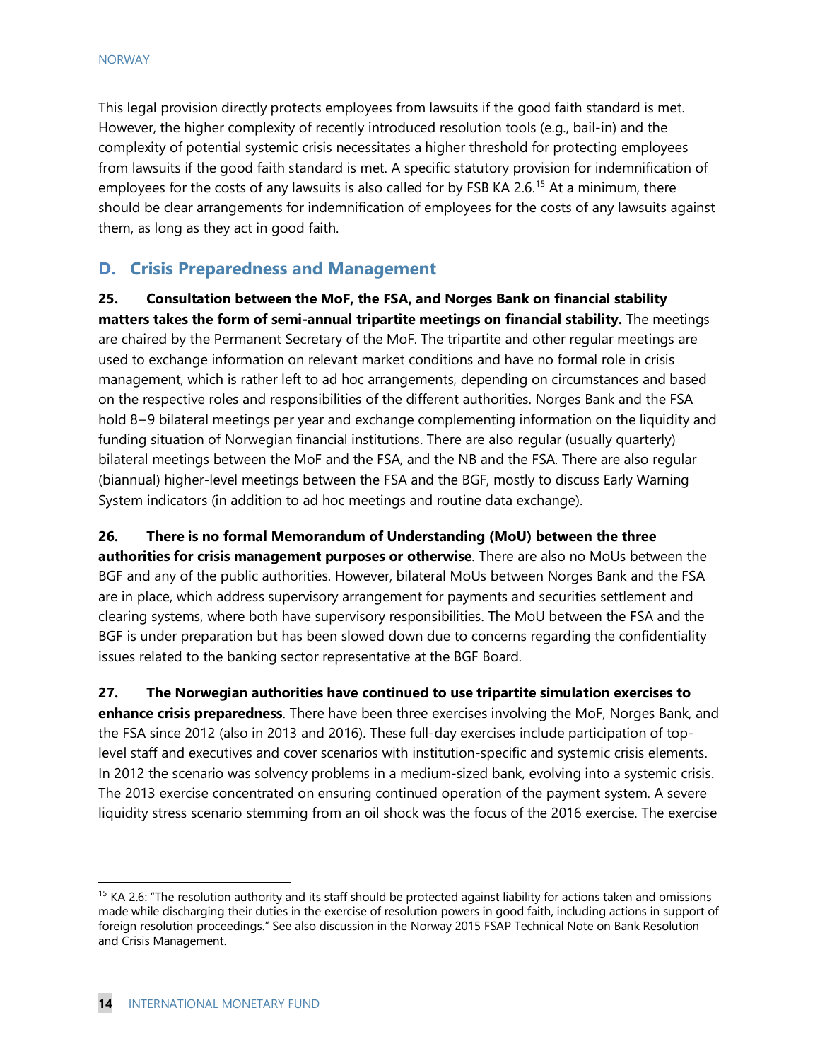This legal provision directly protects employees from lawsuits if the good faith standard is met. However, the higher complexity of recently introduced resolution tools (e.g., bail-in) and the complexity of potential systemic crisis necessitates a higher threshold for protecting employees from lawsuits if the good faith standard is met. A specific statutory provision for indemnification of employees for the costs of any lawsuits is also called for by FSB KA 2.6.[15] At a minimum, there should be clear arrangements for indemnification of employees for the costs of any lawsuits against them, as long as they act in good faith.

## D. Crisis Preparedness and Management

**25. Consultation between the MoF, the FSA, and Norges Bank on financial stability matters takes the form of semi-annual tripartite meetings on financial stability.** The meetings are chaired by the Permanent Secretary of the MoF. The tripartite and other regular meetings are used to exchange information on relevant market conditions and have no formal role in crisis management, which is rather left to ad hoc arrangements, depending on circumstances and based on the respective roles and responsibilities of the different authorities. Norges Bank and the FSA hold 8−9 bilateral meetings per year and exchange complementing information on the liquidity and funding situation of Norwegian financial institutions. There are also regular (usually quarterly) bilateral meetings between the MoF and the FSA, and the NB and the FSA. There are also regular (biannual) higher-level meetings between the FSA and the BGF, mostly to discuss Early Warning System indicators (in addition to ad hoc meetings and routine data exchange).

**26. There is no formal Memorandum of Understanding (MoU) between the three authorities for crisis management purposes or otherwise**. There are also no MoUs between the BGF and any of the public authorities. However, bilateral MoUs between Norges Bank and the FSA are in place, which address supervisory arrangement for payments and securities settlement and clearing systems, where both have supervisory responsibilities. The MoU between the FSA and the BGF is under preparation but has been slowed down due to concerns regarding the confidentiality issues related to the banking sector representative at the BGF Board.

**27. The Norwegian authorities have continued to use tripartite simulation exercises to enhance crisis preparedness**. There have been three exercises involving the MoF, Norges Bank, and the FSA since 2012 (also in 2013 and 2016). These full-day exercises include participation of top-level staff and executives and cover scenarios with institution-specific and systemic crisis elements. In 2012 the scenario was solvency problems in a medium-sized bank, evolving into a systemic crisis. The 2013 exercise concentrated on ensuring continued operation of the payment system. A severe liquidity stress scenario stemming from an oil shock was the focus of the 2016 exercise. The exercise

---

[15] KA 2.6: "The resolution authority and its staff should be protected against liability for actions taken and omissions made while discharging their duties in the exercise of resolution powers in good faith, including actions in support of foreign resolution proceedings." See also discussion in the Norway 2015 FSAP Technical Note on Bank Resolution and Crisis Management.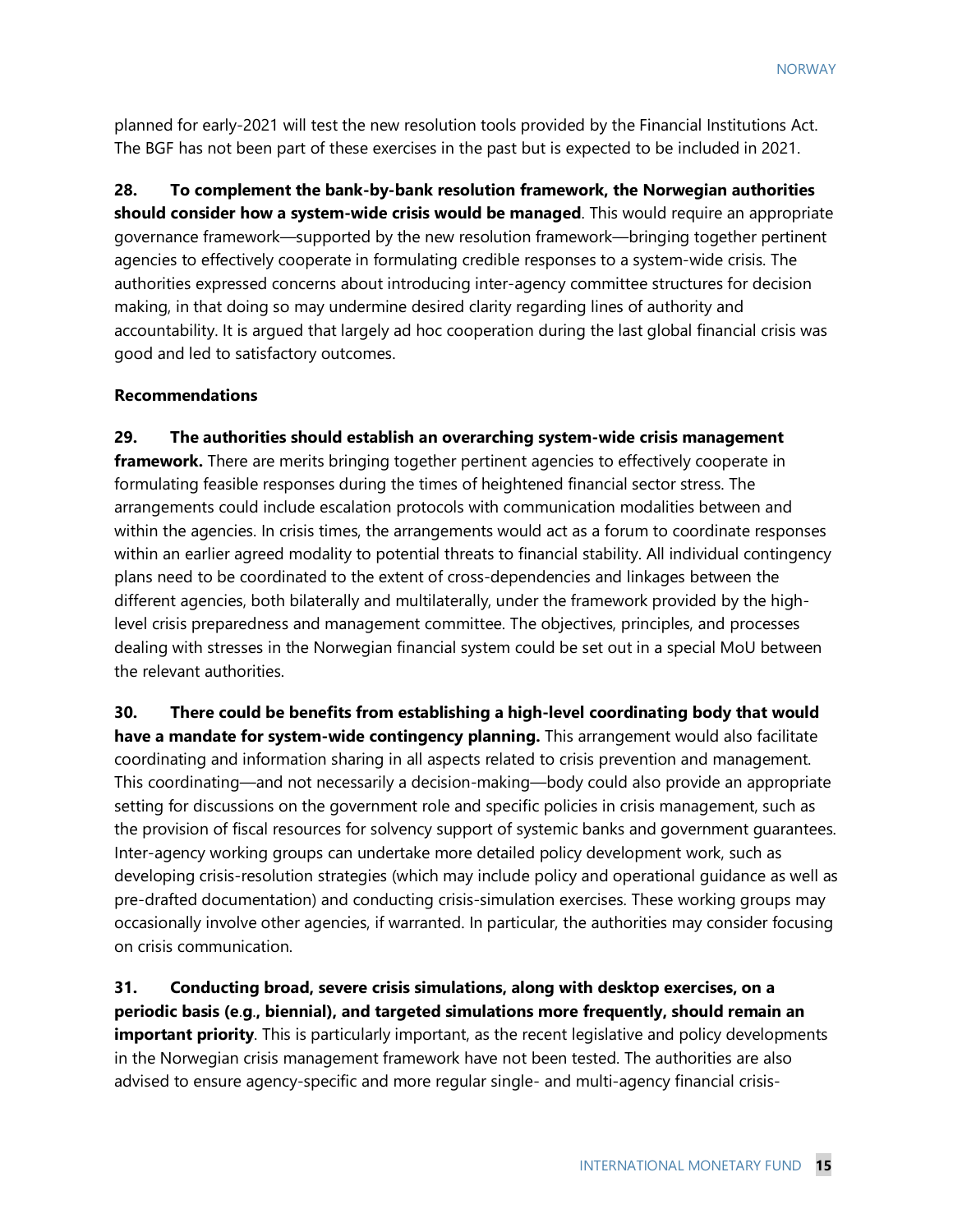planned for early-2021 will test the new resolution tools provided by the Financial Institutions Act. The BGF has not been part of these exercises in the past but is expected to be included in 2021.

28. **To complement the bank-by-bank resolution framework, the Norwegian authorities should consider how a system-wide crisis would be managed**. This would require an appropriate governance framework—supported by the new resolution framework—bringing together pertinent agencies to effectively cooperate in formulating credible responses to a system-wide crisis. The authorities expressed concerns about introducing inter-agency committee structures for decision making, in that doing so may undermine desired clarity regarding lines of authority and accountability. It is argued that largely ad hoc cooperation during the last global financial crisis was good and led to satisfactory outcomes.

**Recommendations**

29. **The authorities should establish an overarching system-wide crisis management framework.** There are merits bringing together pertinent agencies to effectively cooperate in formulating feasible responses during the times of heightened financial sector stress. The arrangements could include escalation protocols with communication modalities between and within the agencies. In crisis times, the arrangements would act as a forum to coordinate responses within an earlier agreed modality to potential threats to financial stability. All individual contingency plans need to be coordinated to the extent of cross-dependencies and linkages between the different agencies, both bilaterally and multilaterally, under the framework provided by the high-level crisis preparedness and management committee. The objectives, principles, and processes dealing with stresses in the Norwegian financial system could be set out in a special MoU between the relevant authorities.

30. **There could be benefits from establishing a high-level coordinating body that would have a mandate for system-wide contingency planning.** This arrangement would also facilitate coordinating and information sharing in all aspects related to crisis prevention and management. This coordinating—and not necessarily a decision-making—body could also provide an appropriate setting for discussions on the government role and specific policies in crisis management, such as the provision of fiscal resources for solvency support of systemic banks and government guarantees. Inter-agency working groups can undertake more detailed policy development work, such as developing crisis-resolution strategies (which may include policy and operational guidance as well as pre-drafted documentation) and conducting crisis-simulation exercises. These working groups may occasionally involve other agencies, if warranted. In particular, the authorities may consider focusing on crisis communication.

31. **Conducting broad, severe crisis simulations, along with desktop exercises, on a periodic basis (e.g., biennial), and targeted simulations more frequently, should remain an important priority**. This is particularly important, as the recent legislative and policy developments in the Norwegian crisis management framework have not been tested. The authorities are also advised to ensure agency-specific and more regular single- and multi-agency financial crisis-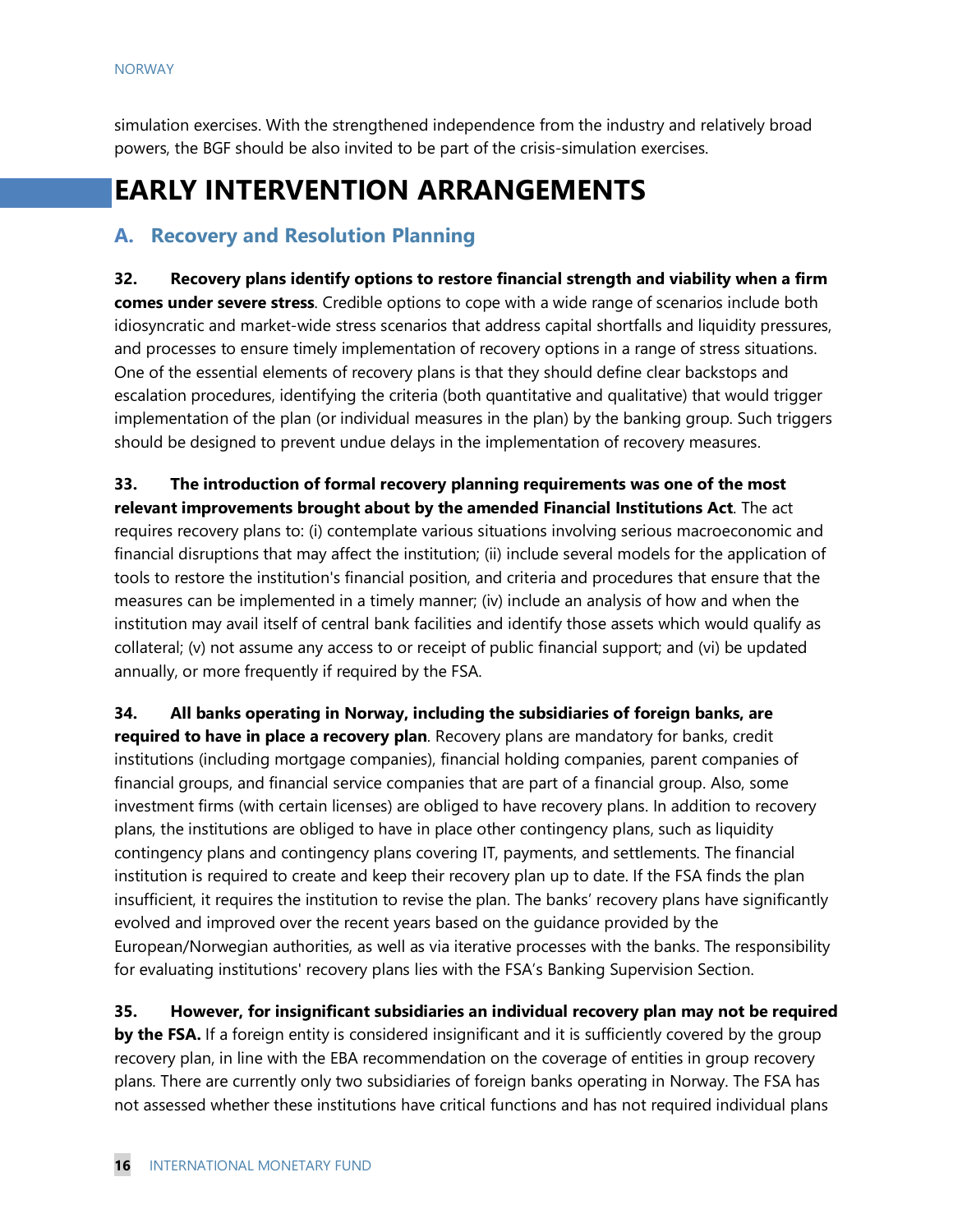simulation exercises. With the strengthened independence from the industry and relatively broad powers, the BGF should be also invited to be part of the crisis-simulation exercises.

# EARLY INTERVENTION ARRANGEMENTS

## A. Recovery and Resolution Planning

**32. Recovery plans identify options to restore financial strength and viability when a firm comes under severe stress**. Credible options to cope with a wide range of scenarios include both idiosyncratic and market-wide stress scenarios that address capital shortfalls and liquidity pressures, and processes to ensure timely implementation of recovery options in a range of stress situations. One of the essential elements of recovery plans is that they should define clear backstops and escalation procedures, identifying the criteria (both quantitative and qualitative) that would trigger implementation of the plan (or individual measures in the plan) by the banking group. Such triggers should be designed to prevent undue delays in the implementation of recovery measures.

**33. The introduction of formal recovery planning requirements was one of the most relevant improvements brought about by the amended Financial Institutions Act**. The act requires recovery plans to: (i) contemplate various situations involving serious macroeconomic and financial disruptions that may affect the institution; (ii) include several models for the application of tools to restore the institution's financial position, and criteria and procedures that ensure that the measures can be implemented in a timely manner; (iv) include an analysis of how and when the institution may avail itself of central bank facilities and identify those assets which would qualify as collateral; (v) not assume any access to or receipt of public financial support; and (vi) be updated annually, or more frequently if required by the FSA.

**34. All banks operating in Norway, including the subsidiaries of foreign banks, are required to have in place a recovery plan**. Recovery plans are mandatory for banks, credit institutions (including mortgage companies), financial holding companies, parent companies of financial groups, and financial service companies that are part of a financial group. Also, some investment firms (with certain licenses) are obliged to have recovery plans. In addition to recovery plans, the institutions are obliged to have in place other contingency plans, such as liquidity contingency plans and contingency plans covering IT, payments, and settlements. The financial institution is required to create and keep their recovery plan up to date. If the FSA finds the plan insufficient, it requires the institution to revise the plan. The banks' recovery plans have significantly evolved and improved over the recent years based on the guidance provided by the European/Norwegian authorities, as well as via iterative processes with the banks. The responsibility for evaluating institutions' recovery plans lies with the FSA's Banking Supervision Section.

**35. However, for insignificant subsidiaries an individual recovery plan may not be required by the FSA.** If a foreign entity is considered insignificant and it is sufficiently covered by the group recovery plan, in line with the EBA recommendation on the coverage of entities in group recovery plans. There are currently only two subsidiaries of foreign banks operating in Norway. The FSA has not assessed whether these institutions have critical functions and has not required individual plans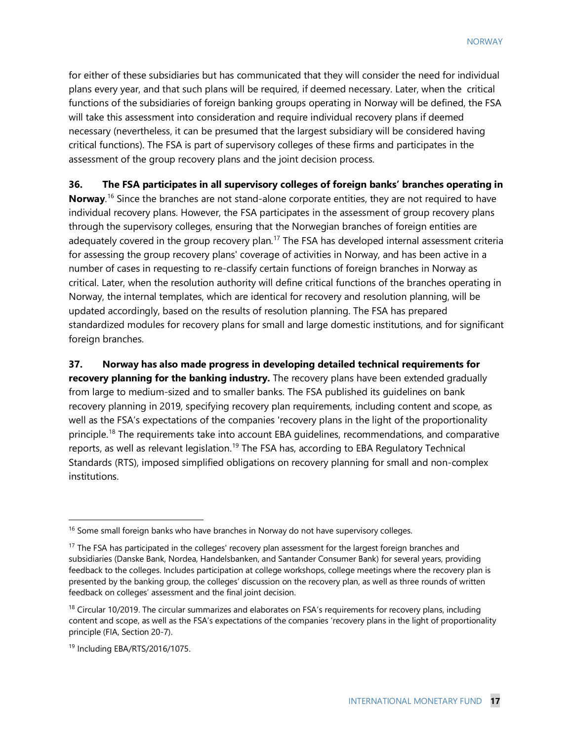for either of these subsidiaries but has communicated that they will consider the need for individual plans every year, and that such plans will be required, if deemed necessary. Later, when the critical functions of the subsidiaries of foreign banking groups operating in Norway will be defined, the FSA will take this assessment into consideration and require individual recovery plans if deemed necessary (nevertheless, it can be presumed that the largest subsidiary will be considered having critical functions). The FSA is part of supervisory colleges of these firms and participates in the assessment of the group recovery plans and the joint decision process.

**36. The FSA participates in all supervisory colleges of foreign banks' branches operating in Norway**.[16] Since the branches are not stand-alone corporate entities, they are not required to have individual recovery plans. However, the FSA participates in the assessment of group recovery plans through the supervisory colleges, ensuring that the Norwegian branches of foreign entities are adequately covered in the group recovery plan.[17] The FSA has developed internal assessment criteria for assessing the group recovery plans' coverage of activities in Norway, and has been active in a number of cases in requesting to re-classify certain functions of foreign branches in Norway as critical. Later, when the resolution authority will define critical functions of the branches operating in Norway, the internal templates, which are identical for recovery and resolution planning, will be updated accordingly, based on the results of resolution planning. The FSA has prepared standardized modules for recovery plans for small and large domestic institutions, and for significant foreign branches.

**37. Norway has also made progress in developing detailed technical requirements for recovery planning for the banking industry.** The recovery plans have been extended gradually from large to medium-sized and to smaller banks. The FSA published its guidelines on bank recovery planning in 2019, specifying recovery plan requirements, including content and scope, as well as the FSA's expectations of the companies 'recovery plans in the light of the proportionality principle.[18] The requirements take into account EBA guidelines, recommendations, and comparative reports, as well as relevant legislation.[19] The FSA has, according to EBA Regulatory Technical Standards (RTS), imposed simplified obligations on recovery planning for small and non-complex institutions.

---

[16] Some small foreign banks who have branches in Norway do not have supervisory colleges.

[17] The FSA has participated in the colleges' recovery plan assessment for the largest foreign branches and subsidiaries (Danske Bank, Nordea, Handelsbanken, and Santander Consumer Bank) for several years, providing feedback to the colleges. Includes participation at college workshops, college meetings where the recovery plan is presented by the banking group, the colleges' discussion on the recovery plan, as well as three rounds of written feedback on colleges' assessment and the final joint decision.

[18] Circular 10/2019. The circular summarizes and elaborates on FSA's requirements for recovery plans, including content and scope, as well as the FSA's expectations of the companies 'recovery plans in the light of proportionality principle (FIA, Section 20-7).

[19] Including EBA/RTS/2016/1075.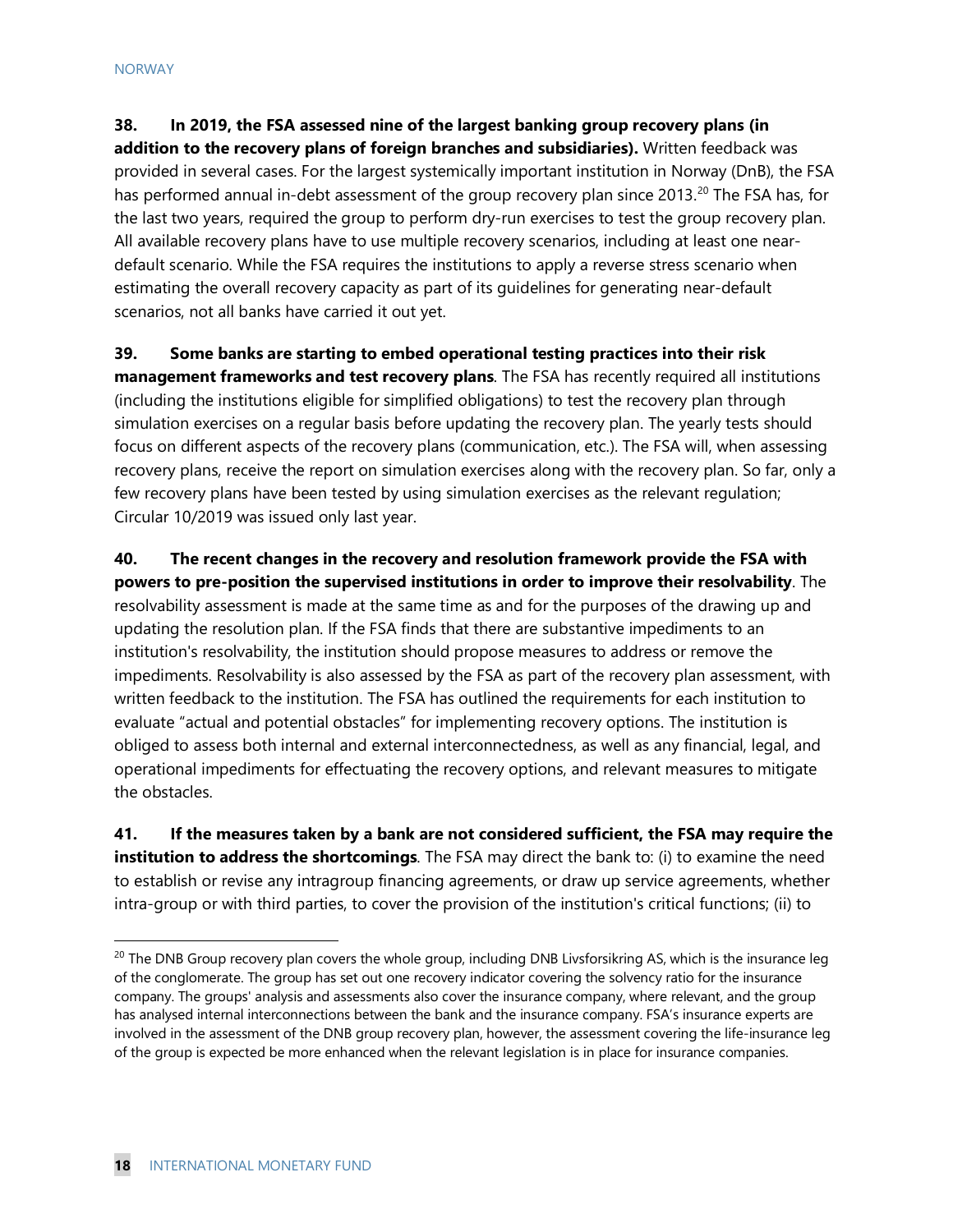**38. In 2019, the FSA assessed nine of the largest banking group recovery plans (in addition to the recovery plans of foreign branches and subsidiaries).** Written feedback was provided in several cases. For the largest systemically important institution in Norway (DnB), the FSA has performed annual in-debt assessment of the group recovery plan since 2013.[20] The FSA has, for the last two years, required the group to perform dry-run exercises to test the group recovery plan. All available recovery plans have to use multiple recovery scenarios, including at least one near-default scenario. While the FSA requires the institutions to apply a reverse stress scenario when estimating the overall recovery capacity as part of its guidelines for generating near-default scenarios, not all banks have carried it out yet.

**39. Some banks are starting to embed operational testing practices into their risk management frameworks and test recovery plans**. The FSA has recently required all institutions (including the institutions eligible for simplified obligations) to test the recovery plan through simulation exercises on a regular basis before updating the recovery plan. The yearly tests should focus on different aspects of the recovery plans (communication, etc.). The FSA will, when assessing recovery plans, receive the report on simulation exercises along with the recovery plan. So far, only a few recovery plans have been tested by using simulation exercises as the relevant regulation; Circular 10/2019 was issued only last year.

**40. The recent changes in the recovery and resolution framework provide the FSA with powers to pre-position the supervised institutions in order to improve their resolvability**. The resolvability assessment is made at the same time as and for the purposes of the drawing up and updating the resolution plan. If the FSA finds that there are substantive impediments to an institution's resolvability, the institution should propose measures to address or remove the impediments. Resolvability is also assessed by the FSA as part of the recovery plan assessment, with written feedback to the institution. The FSA has outlined the requirements for each institution to evaluate "actual and potential obstacles" for implementing recovery options. The institution is obliged to assess both internal and external interconnectedness, as well as any financial, legal, and operational impediments for effectuating the recovery options, and relevant measures to mitigate the obstacles.

**41. If the measures taken by a bank are not considered sufficient, the FSA may require the institution to address the shortcomings**. The FSA may direct the bank to: (i) to examine the need to establish or revise any intragroup financing agreements, or draw up service agreements, whether intra-group or with third parties, to cover the provision of the institution's critical functions; (ii) to

---

[20] The DNB Group recovery plan covers the whole group, including DNB Livsforsikring AS, which is the insurance leg of the conglomerate. The group has set out one recovery indicator covering the solvency ratio for the insurance company. The groups' analysis and assessments also cover the insurance company, where relevant, and the group has analysed internal interconnections between the bank and the insurance company. FSA's insurance experts are involved in the assessment of the DNB group recovery plan, however, the assessment covering the life-insurance leg of the group is expected be more enhanced when the relevant legislation is in place for insurance companies.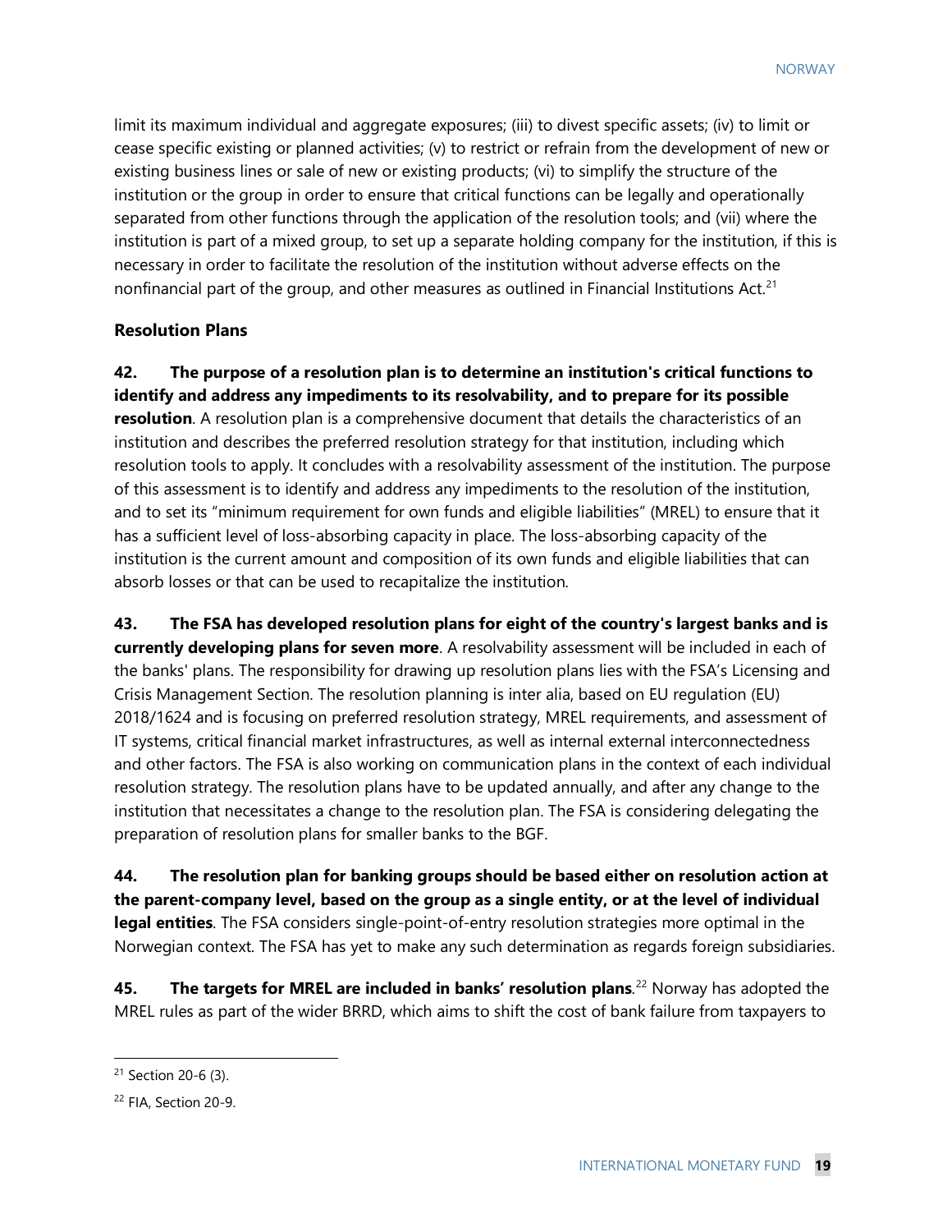limit its maximum individual and aggregate exposures; (iii) to divest specific assets; (iv) to limit or cease specific existing or planned activities; (v) to restrict or refrain from the development of new or existing business lines or sale of new or existing products; (vi) to simplify the structure of the institution or the group in order to ensure that critical functions can be legally and operationally separated from other functions through the application of the resolution tools; and (vii) where the institution is part of a mixed group, to set up a separate holding company for the institution, if this is necessary in order to facilitate the resolution of the institution without adverse effects on the nonfinancial part of the group, and other measures as outlined in Financial Institutions Act.[21]

### Resolution Plans

**42. The purpose of a resolution plan is to determine an institution's critical functions to identify and address any impediments to its resolvability, and to prepare for its possible resolution**. A resolution plan is a comprehensive document that details the characteristics of an institution and describes the preferred resolution strategy for that institution, including which resolution tools to apply. It concludes with a resolvability assessment of the institution. The purpose of this assessment is to identify and address any impediments to the resolution of the institution, and to set its "minimum requirement for own funds and eligible liabilities" (MREL) to ensure that it has a sufficient level of loss-absorbing capacity in place. The loss-absorbing capacity of the institution is the current amount and composition of its own funds and eligible liabilities that can absorb losses or that can be used to recapitalize the institution.

**43. The FSA has developed resolution plans for eight of the country's largest banks and is currently developing plans for seven more**. A resolvability assessment will be included in each of the banks' plans. The responsibility for drawing up resolution plans lies with the FSA's Licensing and Crisis Management Section. The resolution planning is inter alia, based on EU regulation (EU) 2018/1624 and is focusing on preferred resolution strategy, MREL requirements, and assessment of IT systems, critical financial market infrastructures, as well as internal external interconnectedness and other factors. The FSA is also working on communication plans in the context of each individual resolution strategy. The resolution plans have to be updated annually, and after any change to the institution that necessitates a change to the resolution plan. The FSA is considering delegating the preparation of resolution plans for smaller banks to the BGF.

**44. The resolution plan for banking groups should be based either on resolution action at the parent-company level, based on the group as a single entity, or at the level of individual legal entities**. The FSA considers single-point-of-entry resolution strategies more optimal in the Norwegian context. The FSA has yet to make any such determination as regards foreign subsidiaries.

**45. The targets for MREL are included in banks' resolution plans**.[22] Norway has adopted the MREL rules as part of the wider BRRD, which aims to shift the cost of bank failure from taxpayers to

---

[21] Section 20-6 (3).

[22] FIA, Section 20-9.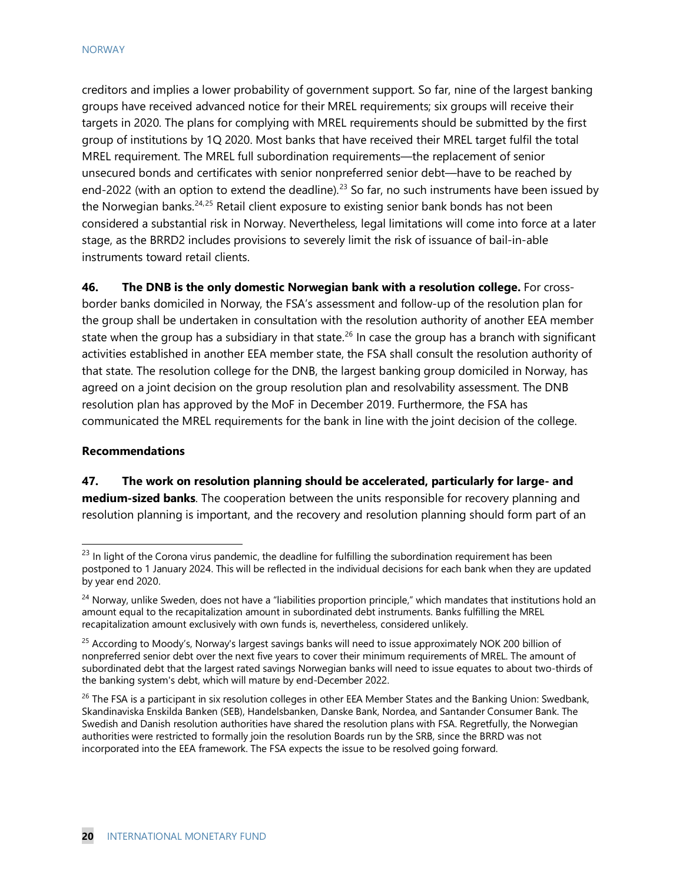creditors and implies a lower probability of government support. So far, nine of the largest banking groups have received advanced notice for their MREL requirements; six groups will receive their targets in 2020. The plans for complying with MREL requirements should be submitted by the first group of institutions by 1Q 2020. Most banks that have received their MREL target fulfil the total MREL requirement. The MREL full subordination requirements—the replacement of senior unsecured bonds and certificates with senior nonpreferred senior debt—have to be reached by end-2022 (with an option to extend the deadline).[23] So far, no such instruments have been issued by the Norwegian banks.[24,25] Retail client exposure to existing senior bank bonds has not been considered a substantial risk in Norway. Nevertheless, legal limitations will come into force at a later stage, as the BRRD2 includes provisions to severely limit the risk of issuance of bail-in-able instruments toward retail clients.

**46. The DNB is the only domestic Norwegian bank with a resolution college.** For cross-border banks domiciled in Norway, the FSA's assessment and follow-up of the resolution plan for the group shall be undertaken in consultation with the resolution authority of another EEA member state when the group has a subsidiary in that state.[26] In case the group has a branch with significant activities established in another EEA member state, the FSA shall consult the resolution authority of that state. The resolution college for the DNB, the largest banking group domiciled in Norway, has agreed on a joint decision on the group resolution plan and resolvability assessment. The DNB resolution plan has approved by the MoF in December 2019. Furthermore, the FSA has communicated the MREL requirements for the bank in line with the joint decision of the college.

**Recommendations**

**47. The work on resolution planning should be accelerated, particularly for large- and medium-sized banks**. The cooperation between the units responsible for recovery planning and resolution planning is important, and the recovery and resolution planning should form part of an

---

[23] In light of the Corona virus pandemic, the deadline for fulfilling the subordination requirement has been postponed to 1 January 2024. This will be reflected in the individual decisions for each bank when they are updated by year end 2020.

[24] Norway, unlike Sweden, does not have a "liabilities proportion principle," which mandates that institutions hold an amount equal to the recapitalization amount in subordinated debt instruments. Banks fulfilling the MREL recapitalization amount exclusively with own funds is, nevertheless, considered unlikely.

[25] According to Moody's, Norway's largest savings banks will need to issue approximately NOK 200 billion of nonpreferred senior debt over the next five years to cover their minimum requirements of MREL. The amount of subordinated debt that the largest rated savings Norwegian banks will need to issue equates to about two-thirds of the banking system's debt, which will mature by end-December 2022.

[26] The FSA is a participant in six resolution colleges in other EEA Member States and the Banking Union: Swedbank, Skandinaviska Enskilda Banken (SEB), Handelsbanken, Danske Bank, Nordea, and Santander Consumer Bank. The Swedish and Danish resolution authorities have shared the resolution plans with FSA. Regretfully, the Norwegian authorities were restricted to formally join the resolution Boards run by the SRB, since the BRRD was not incorporated into the EEA framework. The FSA expects the issue to be resolved going forward.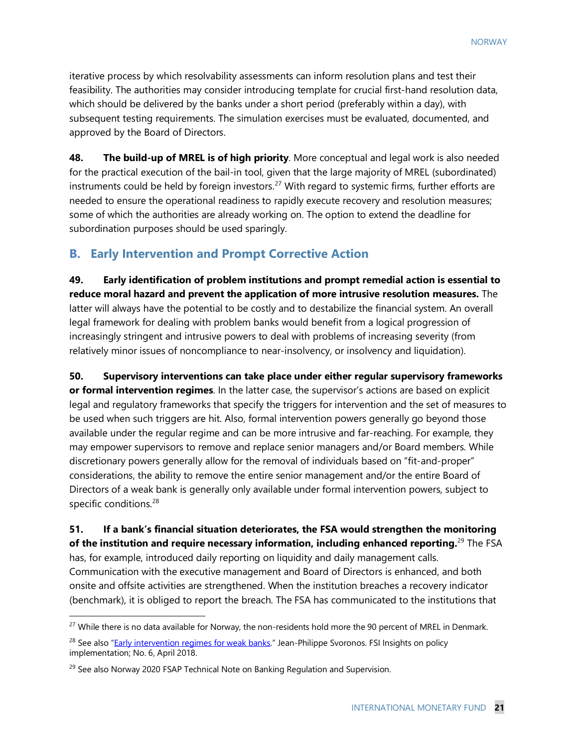iterative process by which resolvability assessments can inform resolution plans and test their feasibility. The authorities may consider introducing template for crucial first-hand resolution data, which should be delivered by the banks under a short period (preferably within a day), with subsequent testing requirements. The simulation exercises must be evaluated, documented, and approved by the Board of Directors.

**48. The build-up of MREL is of high priority**. More conceptual and legal work is also needed for the practical execution of the bail-in tool, given that the large majority of MREL (subordinated) instruments could be held by foreign investors.[27] With regard to systemic firms, further efforts are needed to ensure the operational readiness to rapidly execute recovery and resolution measures; some of which the authorities are already working on. The option to extend the deadline for subordination purposes should be used sparingly.

## B. Early Intervention and Prompt Corrective Action

**49. Early identification of problem institutions and prompt remedial action is essential to reduce moral hazard and prevent the application of more intrusive resolution measures.** The latter will always have the potential to be costly and to destabilize the financial system. An overall legal framework for dealing with problem banks would benefit from a logical progression of increasingly stringent and intrusive powers to deal with problems of increasing severity (from relatively minor issues of noncompliance to near-insolvency, or insolvency and liquidation).

**50. Supervisory interventions can take place under either regular supervisory frameworks or formal intervention regimes**. In the latter case, the supervisor's actions are based on explicit legal and regulatory frameworks that specify the triggers for intervention and the set of measures to be used when such triggers are hit. Also, formal intervention powers generally go beyond those available under the regular regime and can be more intrusive and far-reaching. For example, they may empower supervisors to remove and replace senior managers and/or Board members. While discretionary powers generally allow for the removal of individuals based on "fit-and-proper" considerations, the ability to remove the entire senior management and/or the entire Board of Directors of a weak bank is generally only available under formal intervention powers, subject to specific conditions.[28]

**51. If a bank's financial situation deteriorates, the FSA would strengthen the monitoring of the institution and require necessary information, including enhanced reporting.**[29] The FSA has, for example, introduced daily reporting on liquidity and daily management calls. Communication with the executive management and Board of Directors is enhanced, and both onsite and offsite activities are strengthened. When the institution breaches a recovery indicator (benchmark), it is obliged to report the breach. The FSA has communicated to the institutions that

---

[27] While there is no data available for Norway, the non-residents hold more the 90 percent of MREL in Denmark.

[28] See also "Early intervention regimes for weak banks." Jean-Philippe Svoronos. FSI Insights on policy implementation; No. 6, April 2018.

[29] See also Norway 2020 FSAP Technical Note on Banking Regulation and Supervision.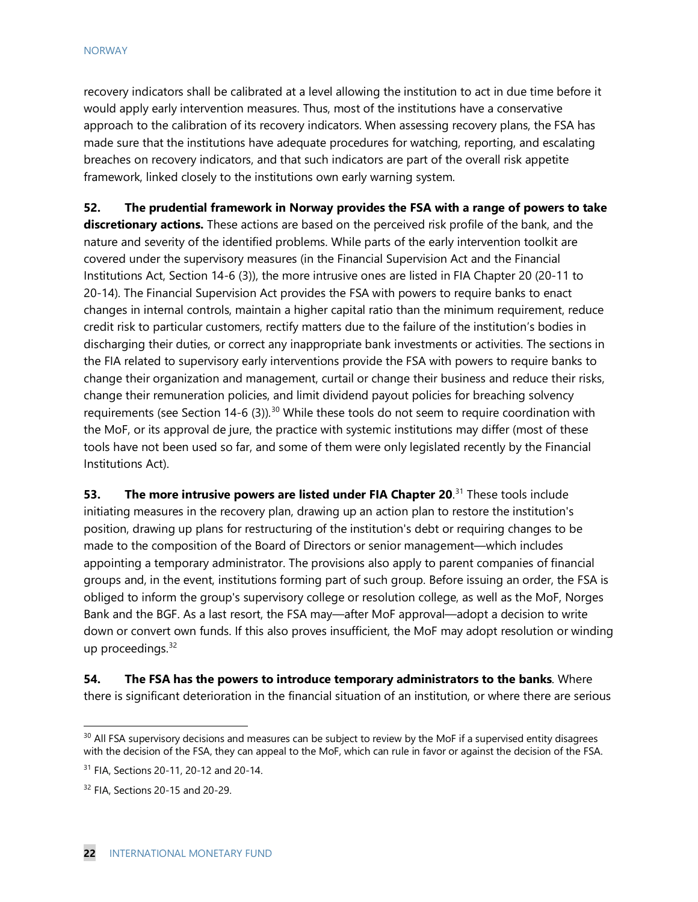recovery indicators shall be calibrated at a level allowing the institution to act in due time before it would apply early intervention measures. Thus, most of the institutions have a conservative approach to the calibration of its recovery indicators. When assessing recovery plans, the FSA has made sure that the institutions have adequate procedures for watching, reporting, and escalating breaches on recovery indicators, and that such indicators are part of the overall risk appetite framework, linked closely to the institutions own early warning system.

**52. The prudential framework in Norway provides the FSA with a range of powers to take discretionary actions.** These actions are based on the perceived risk profile of the bank, and the nature and severity of the identified problems. While parts of the early intervention toolkit are covered under the supervisory measures (in the Financial Supervision Act and the Financial Institutions Act, Section 14-6 (3)), the more intrusive ones are listed in FIA Chapter 20 (20-11 to 20-14). The Financial Supervision Act provides the FSA with powers to require banks to enact changes in internal controls, maintain a higher capital ratio than the minimum requirement, reduce credit risk to particular customers, rectify matters due to the failure of the institution's bodies in discharging their duties, or correct any inappropriate bank investments or activities. The sections in the FIA related to supervisory early interventions provide the FSA with powers to require banks to change their organization and management, curtail or change their business and reduce their risks, change their remuneration policies, and limit dividend payout policies for breaching solvency requirements (see Section 14-6 (3)).[30] While these tools do not seem to require coordination with the MoF, or its approval de jure, the practice with systemic institutions may differ (most of these tools have not been used so far, and some of them were only legislated recently by the Financial Institutions Act).

**53. The more intrusive powers are listed under FIA Chapter 20**.[31] These tools include initiating measures in the recovery plan, drawing up an action plan to restore the institution's position, drawing up plans for restructuring of the institution's debt or requiring changes to be made to the composition of the Board of Directors or senior management—which includes appointing a temporary administrator. The provisions also apply to parent companies of financial groups and, in the event, institutions forming part of such group. Before issuing an order, the FSA is obliged to inform the group's supervisory college or resolution college, as well as the MoF, Norges Bank and the BGF. As a last resort, the FSA may—after MoF approval—adopt a decision to write down or convert own funds. If this also proves insufficient, the MoF may adopt resolution or winding up proceedings.[32]

**54. The FSA has the powers to introduce temporary administrators to the banks**. Where there is significant deterioration in the financial situation of an institution, or where there are serious

---

[30] All FSA supervisory decisions and measures can be subject to review by the MoF if a supervised entity disagrees with the decision of the FSA, they can appeal to the MoF, which can rule in favor or against the decision of the FSA.

[31] FIA, Sections 20-11, 20-12 and 20-14.

[32] FIA, Sections 20-15 and 20-29.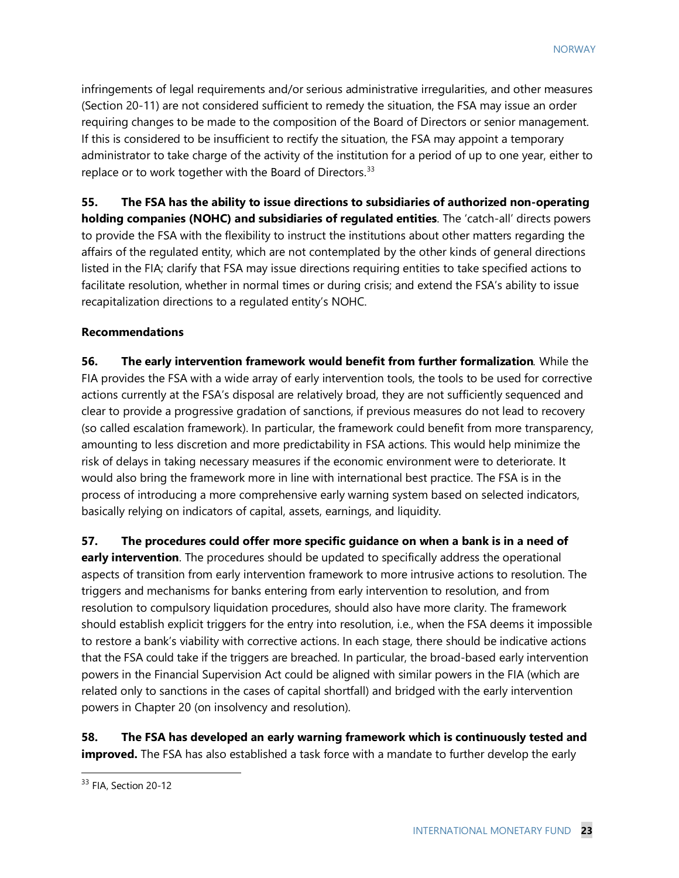infringements of legal requirements and/or serious administrative irregularities, and other measures (Section 20-11) are not considered sufficient to remedy the situation, the FSA may issue an order requiring changes to be made to the composition of the Board of Directors or senior management. If this is considered to be insufficient to rectify the situation, the FSA may appoint a temporary administrator to take charge of the activity of the institution for a period of up to one year, either to replace or to work together with the Board of Directors.[33]

**55. The FSA has the ability to issue directions to subsidiaries of authorized non-operating holding companies (NOHC) and subsidiaries of regulated entities**. The 'catch-all' directs powers to provide the FSA with the flexibility to instruct the institutions about other matters regarding the affairs of the regulated entity, which are not contemplated by the other kinds of general directions listed in the FIA; clarify that FSA may issue directions requiring entities to take specified actions to facilitate resolution, whether in normal times or during crisis; and extend the FSA's ability to issue recapitalization directions to a regulated entity's NOHC.

**Recommendations**

**56. The early intervention framework would benefit from further formalization**. While the FIA provides the FSA with a wide array of early intervention tools, the tools to be used for corrective actions currently at the FSA's disposal are relatively broad, they are not sufficiently sequenced and clear to provide a progressive gradation of sanctions, if previous measures do not lead to recovery (so called escalation framework). In particular, the framework could benefit from more transparency, amounting to less discretion and more predictability in FSA actions. This would help minimize the risk of delays in taking necessary measures if the economic environment were to deteriorate. It would also bring the framework more in line with international best practice. The FSA is in the process of introducing a more comprehensive early warning system based on selected indicators, basically relying on indicators of capital, assets, earnings, and liquidity.

**57. The procedures could offer more specific guidance on when a bank is in a need of early intervention**. The procedures should be updated to specifically address the operational aspects of transition from early intervention framework to more intrusive actions to resolution. The triggers and mechanisms for banks entering from early intervention to resolution, and from resolution to compulsory liquidation procedures, should also have more clarity. The framework should establish explicit triggers for the entry into resolution, i.e., when the FSA deems it impossible to restore a bank's viability with corrective actions. In each stage, there should be indicative actions that the FSA could take if the triggers are breached. In particular, the broad-based early intervention powers in the Financial Supervision Act could be aligned with similar powers in the FIA (which are related only to sanctions in the cases of capital shortfall) and bridged with the early intervention powers in Chapter 20 (on insolvency and resolution).

**58. The FSA has developed an early warning framework which is continuously tested and improved.** The FSA has also established a task force with a mandate to further develop the early

---

[33] FIA, Section 20-12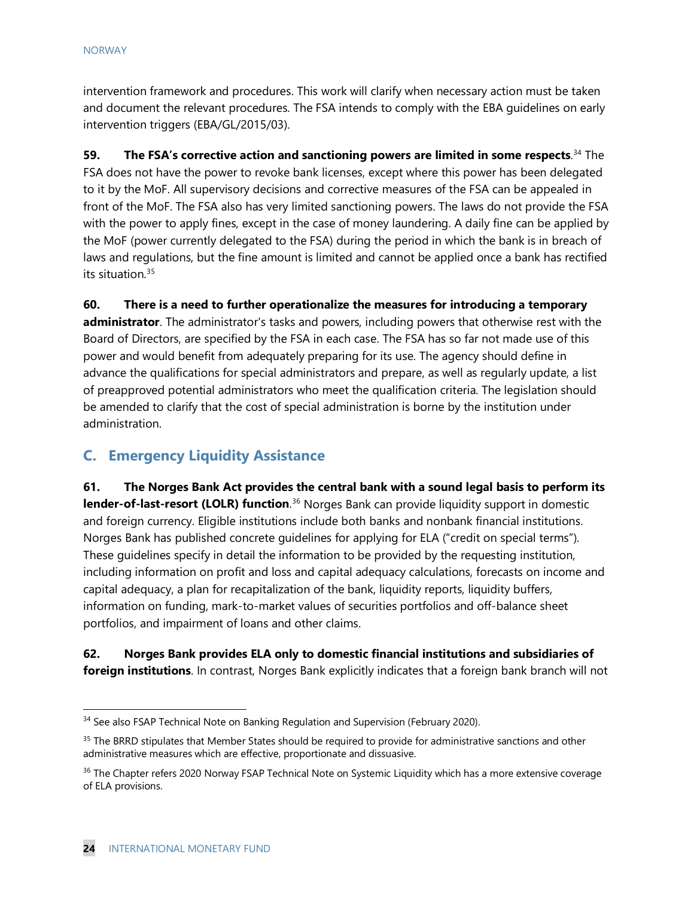intervention framework and procedures. This work will clarify when necessary action must be taken and document the relevant procedures. The FSA intends to comply with the EBA guidelines on early intervention triggers (EBA/GL/2015/03).

**59. The FSA's corrective action and sanctioning powers are limited in some respects**.[34] The FSA does not have the power to revoke bank licenses, except where this power has been delegated to it by the MoF. All supervisory decisions and corrective measures of the FSA can be appealed in front of the MoF. The FSA also has very limited sanctioning powers. The laws do not provide the FSA with the power to apply fines, except in the case of money laundering. A daily fine can be applied by the MoF (power currently delegated to the FSA) during the period in which the bank is in breach of laws and regulations, but the fine amount is limited and cannot be applied once a bank has rectified its situation.[35]

**60. There is a need to further operationalize the measures for introducing a temporary administrator**. The administrator's tasks and powers, including powers that otherwise rest with the Board of Directors, are specified by the FSA in each case. The FSA has so far not made use of this power and would benefit from adequately preparing for its use. The agency should define in advance the qualifications for special administrators and prepare, as well as regularly update, a list of preapproved potential administrators who meet the qualification criteria. The legislation should be amended to clarify that the cost of special administration is borne by the institution under administration.

## C. Emergency Liquidity Assistance

**61. The Norges Bank Act provides the central bank with a sound legal basis to perform its lender-of-last-resort (LOLR) function**.[36] Norges Bank can provide liquidity support in domestic and foreign currency. Eligible institutions include both banks and nonbank financial institutions. Norges Bank has published concrete guidelines for applying for ELA ("credit on special terms"). These guidelines specify in detail the information to be provided by the requesting institution, including information on profit and loss and capital adequacy calculations, forecasts on income and capital adequacy, a plan for recapitalization of the bank, liquidity reports, liquidity buffers, information on funding, mark-to-market values of securities portfolios and off-balance sheet portfolios, and impairment of loans and other claims.

**62. Norges Bank provides ELA only to domestic financial institutions and subsidiaries of foreign institutions**. In contrast, Norges Bank explicitly indicates that a foreign bank branch will not

---

[34] See also FSAP Technical Note on Banking Regulation and Supervision (February 2020).

[35] The BRRD stipulates that Member States should be required to provide for administrative sanctions and other administrative measures which are effective, proportionate and dissuasive.

[36] The Chapter refers 2020 Norway FSAP Technical Note on Systemic Liquidity which has a more extensive coverage of ELA provisions.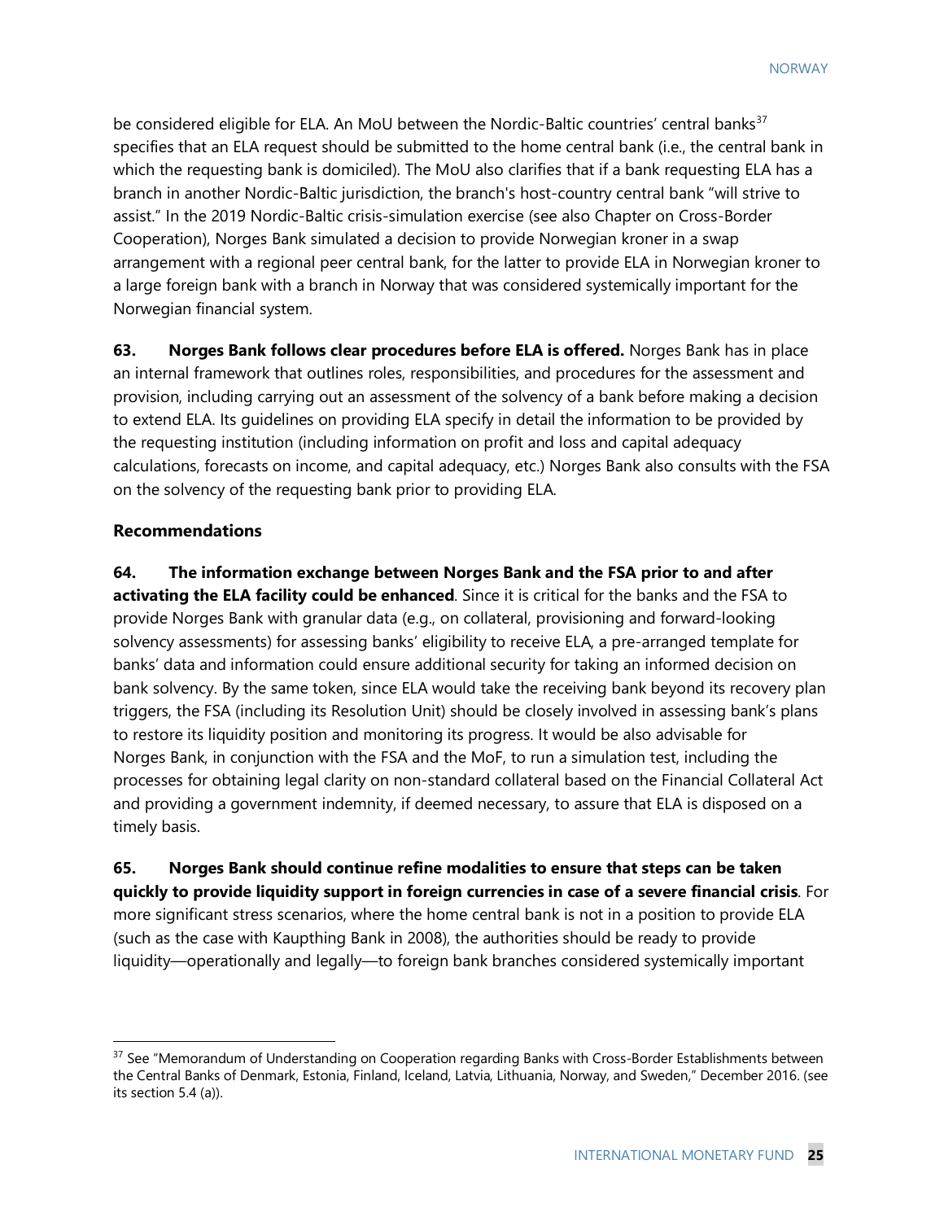be considered eligible for ELA. An MoU between the Nordic-Baltic countries' central banks[37] specifies that an ELA request should be submitted to the home central bank (i.e., the central bank in which the requesting bank is domiciled). The MoU also clarifies that if a bank requesting ELA has a branch in another Nordic-Baltic jurisdiction, the branch's host-country central bank "will strive to assist." In the 2019 Nordic-Baltic crisis-simulation exercise (see also Chapter on Cross-Border Cooperation), Norges Bank simulated a decision to provide Norwegian kroner in a swap arrangement with a regional peer central bank, for the latter to provide ELA in Norwegian kroner to a large foreign bank with a branch in Norway that was considered systemically important for the Norwegian financial system.

**63. Norges Bank follows clear procedures before ELA is offered.** Norges Bank has in place an internal framework that outlines roles, responsibilities, and procedures for the assessment and provision, including carrying out an assessment of the solvency of a bank before making a decision to extend ELA. Its guidelines on providing ELA specify in detail the information to be provided by the requesting institution (including information on profit and loss and capital adequacy calculations, forecasts on income, and capital adequacy, etc.) Norges Bank also consults with the FSA on the solvency of the requesting bank prior to providing ELA.

**Recommendations**

**64. The information exchange between Norges Bank and the FSA prior to and after activating the ELA facility could be enhanced**. Since it is critical for the banks and the FSA to provide Norges Bank with granular data (e.g., on collateral, provisioning and forward-looking solvency assessments) for assessing banks' eligibility to receive ELA, a pre-arranged template for banks' data and information could ensure additional security for taking an informed decision on bank solvency. By the same token, since ELA would take the receiving bank beyond its recovery plan triggers, the FSA (including its Resolution Unit) should be closely involved in assessing bank's plans to restore its liquidity position and monitoring its progress. It would be also advisable for Norges Bank, in conjunction with the FSA and the MoF, to run a simulation test, including the processes for obtaining legal clarity on non-standard collateral based on the Financial Collateral Act and providing a government indemnity, if deemed necessary, to assure that ELA is disposed on a timely basis.

**65. Norges Bank should continue refine modalities to ensure that steps can be taken quickly to provide liquidity support in foreign currencies in case of a severe financial crisis**. For more significant stress scenarios, where the home central bank is not in a position to provide ELA (such as the case with Kaupthing Bank in 2008), the authorities should be ready to provide liquidity—operationally and legally—to foreign bank branches considered systemically important

[37] See "Memorandum of Understanding on Cooperation regarding Banks with Cross-Border Establishments between the Central Banks of Denmark, Estonia, Finland, Iceland, Latvia, Lithuania, Norway, and Sweden," December 2016. (see its section 5.4 (a)).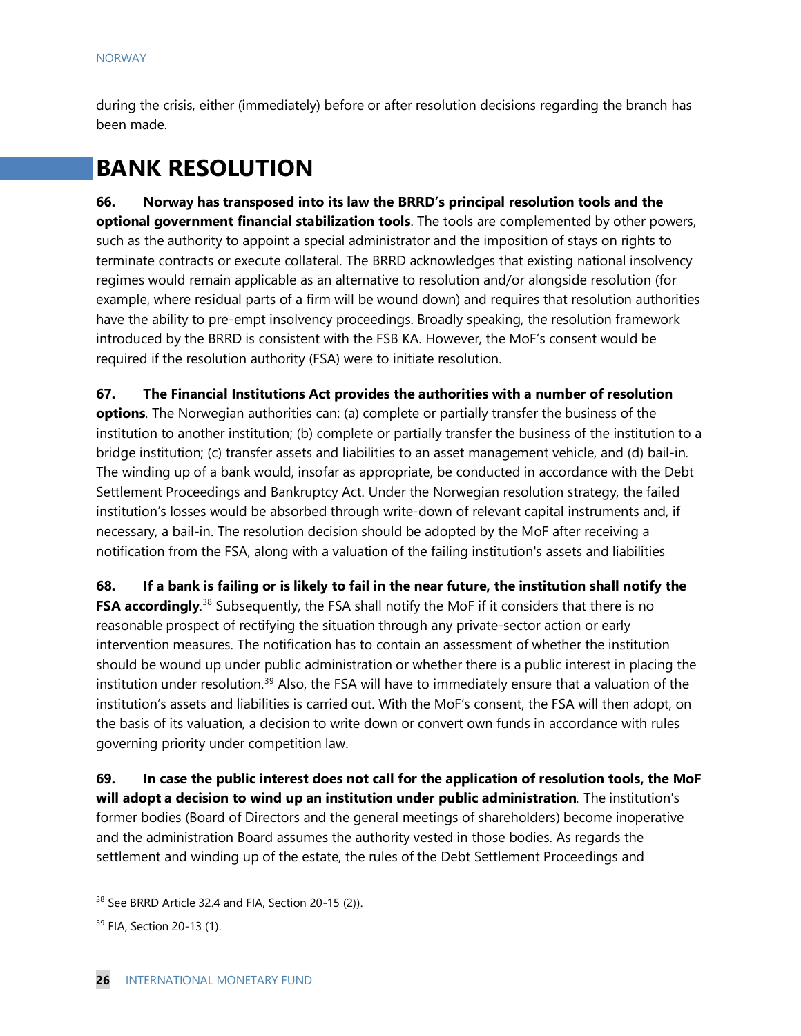during the crisis, either (immediately) before or after resolution decisions regarding the branch has been made.

# BANK RESOLUTION

**66. Norway has transposed into its law the BRRD's principal resolution tools and the optional government financial stabilization tools**. The tools are complemented by other powers, such as the authority to appoint a special administrator and the imposition of stays on rights to terminate contracts or execute collateral. The BRRD acknowledges that existing national insolvency regimes would remain applicable as an alternative to resolution and/or alongside resolution (for example, where residual parts of a firm will be wound down) and requires that resolution authorities have the ability to pre-empt insolvency proceedings. Broadly speaking, the resolution framework introduced by the BRRD is consistent with the FSB KA. However, the MoF's consent would be required if the resolution authority (FSA) were to initiate resolution.

**67. The Financial Institutions Act provides the authorities with a number of resolution options**. The Norwegian authorities can: (a) complete or partially transfer the business of the institution to another institution; (b) complete or partially transfer the business of the institution to a bridge institution; (c) transfer assets and liabilities to an asset management vehicle, and (d) bail-in. The winding up of a bank would, insofar as appropriate, be conducted in accordance with the Debt Settlement Proceedings and Bankruptcy Act. Under the Norwegian resolution strategy, the failed institution's losses would be absorbed through write-down of relevant capital instruments and, if necessary, a bail-in. The resolution decision should be adopted by the MoF after receiving a notification from the FSA, along with a valuation of the failing institution's assets and liabilities

**68. If a bank is failing or is likely to fail in the near future, the institution shall notify the FSA accordingly**.[38] Subsequently, the FSA shall notify the MoF if it considers that there is no reasonable prospect of rectifying the situation through any private-sector action or early intervention measures. The notification has to contain an assessment of whether the institution should be wound up under public administration or whether there is a public interest in placing the institution under resolution.[39] Also, the FSA will have to immediately ensure that a valuation of the institution's assets and liabilities is carried out. With the MoF's consent, the FSA will then adopt, on the basis of its valuation, a decision to write down or convert own funds in accordance with rules governing priority under competition law.

**69. In case the public interest does not call for the application of resolution tools, the MoF will adopt a decision to wind up an institution under public administration**. The institution's former bodies (Board of Directors and the general meetings of shareholders) become inoperative and the administration Board assumes the authority vested in those bodies. As regards the settlement and winding up of the estate, the rules of the Debt Settlement Proceedings and

---

[38] See BRRD Article 32.4 and FIA, Section 20-15 (2)).

[39] FIA, Section 20-13 (1).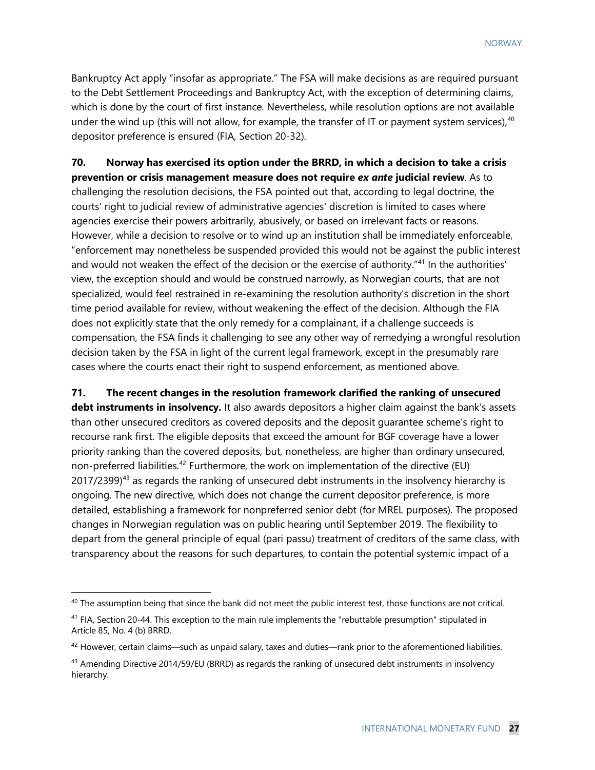Bankruptcy Act apply "insofar as appropriate." The FSA will make decisions as are required pursuant to the Debt Settlement Proceedings and Bankruptcy Act, with the exception of determining claims, which is done by the court of first instance. Nevertheless, while resolution options are not available under the wind up (this will not allow, for example, the transfer of IT or payment system services),[40] depositor preference is ensured (FIA, Section 20-32).

**70. Norway has exercised its option under the BRRD, in which a decision to take a crisis prevention or crisis management measure does not require *ex ante* judicial review**. As to challenging the resolution decisions, the FSA pointed out that, according to legal doctrine, the courts' right to judicial review of administrative agencies' discretion is limited to cases where agencies exercise their powers arbitrarily, abusively, or based on irrelevant facts or reasons. However, while a decision to resolve or to wind up an institution shall be immediately enforceable, "enforcement may nonetheless be suspended provided this would not be against the public interest and would not weaken the effect of the decision or the exercise of authority."[41] In the authorities' view, the exception should and would be construed narrowly, as Norwegian courts, that are not specialized, would feel restrained in re-examining the resolution authority's discretion in the short time period available for review, without weakening the effect of the decision. Although the FIA does not explicitly state that the only remedy for a complainant, if a challenge succeeds is compensation, the FSA finds it challenging to see any other way of remedying a wrongful resolution decision taken by the FSA in light of the current legal framework, except in the presumably rare cases where the courts enact their right to suspend enforcement, as mentioned above.

**71. The recent changes in the resolution framework clarified the ranking of unsecured debt instruments in insolvency.** It also awards depositors a higher claim against the bank's assets than other unsecured creditors as covered deposits and the deposit guarantee scheme's right to recourse rank first. The eligible deposits that exceed the amount for BGF coverage have a lower priority ranking than the covered deposits, but, nonetheless, are higher than ordinary unsecured, non-preferred liabilities.[42] Furthermore, the work on implementation of the directive (EU) 2017/2399)[43] as regards the ranking of unsecured debt instruments in the insolvency hierarchy is ongoing. The new directive, which does not change the current depositor preference, is more detailed, establishing a framework for nonpreferred senior debt (for MREL purposes). The proposed changes in Norwegian regulation was on public hearing until September 2019. The flexibility to depart from the general principle of equal (pari passu) treatment of creditors of the same class, with transparency about the reasons for such departures, to contain the potential systemic impact of a

---

[40] The assumption being that since the bank did not meet the public interest test, those functions are not critical.

[41] FIA, Section 20-44. This exception to the main rule implements the "rebuttable presumption" stipulated in Article 85, No. 4 (b) BRRD.

[42] However, certain claims—such as unpaid salary, taxes and duties—rank prior to the aforementioned liabilities.

[43] Amending Directive 2014/59/EU (BRRD) as regards the ranking of unsecured debt instruments in insolvency hierarchy.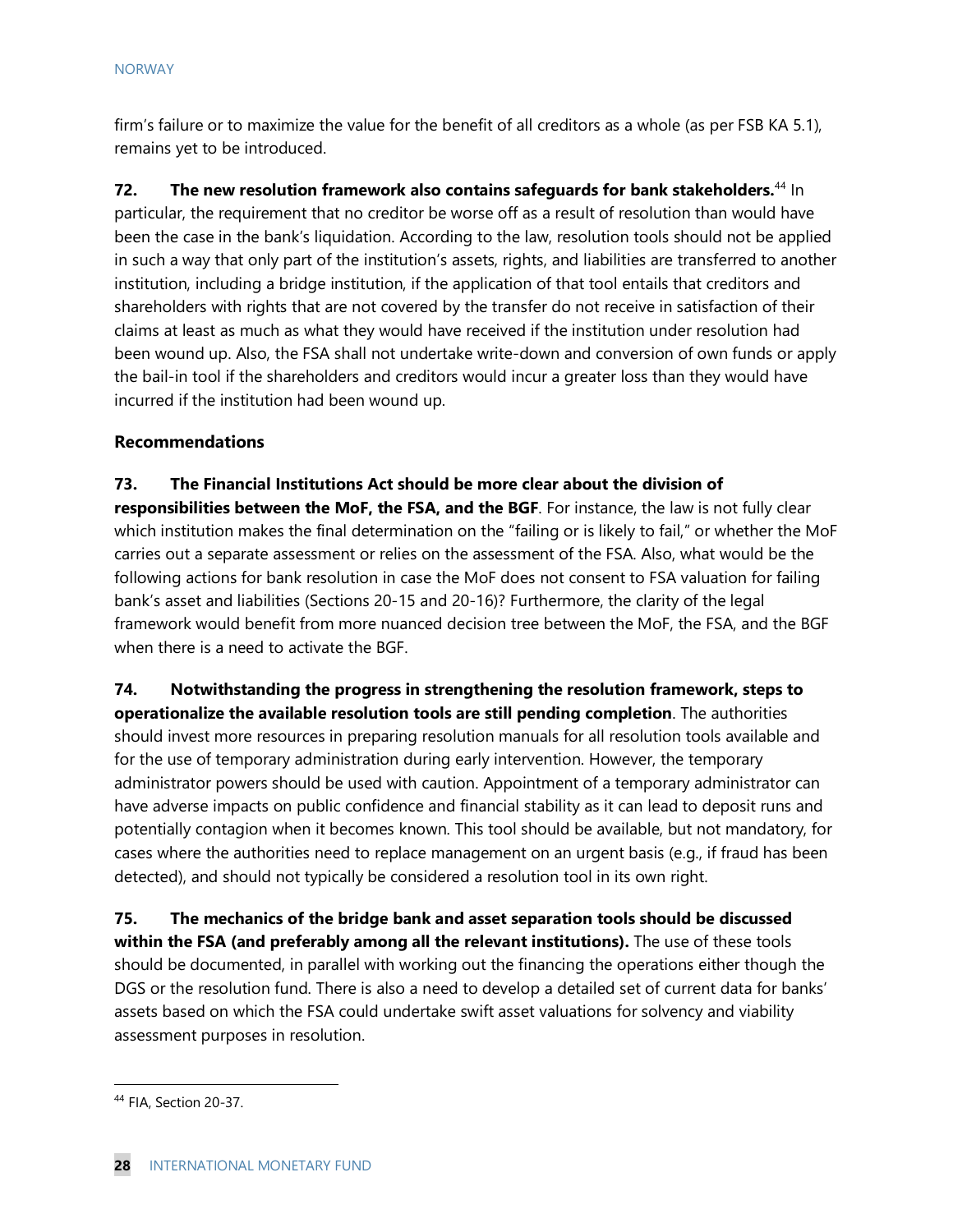firm's failure or to maximize the value for the benefit of all creditors as a whole (as per FSB KA 5.1), remains yet to be introduced.

**72. The new resolution framework also contains safeguards for bank stakeholders.**[44] In particular, the requirement that no creditor be worse off as a result of resolution than would have been the case in the bank's liquidation. According to the law, resolution tools should not be applied in such a way that only part of the institution's assets, rights, and liabilities are transferred to another institution, including a bridge institution, if the application of that tool entails that creditors and shareholders with rights that are not covered by the transfer do not receive in satisfaction of their claims at least as much as what they would have received if the institution under resolution had been wound up. Also, the FSA shall not undertake write-down and conversion of own funds or apply the bail-in tool if the shareholders and creditors would incur a greater loss than they would have incurred if the institution had been wound up.

**Recommendations**

**73. The Financial Institutions Act should be more clear about the division of responsibilities between the MoF, the FSA, and the BGF**. For instance, the law is not fully clear which institution makes the final determination on the "failing or is likely to fail," or whether the MoF carries out a separate assessment or relies on the assessment of the FSA. Also, what would be the following actions for bank resolution in case the MoF does not consent to FSA valuation for failing bank's asset and liabilities (Sections 20-15 and 20-16)? Furthermore, the clarity of the legal framework would benefit from more nuanced decision tree between the MoF, the FSA, and the BGF when there is a need to activate the BGF.

**74. Notwithstanding the progress in strengthening the resolution framework, steps to operationalize the available resolution tools are still pending completion**. The authorities should invest more resources in preparing resolution manuals for all resolution tools available and for the use of temporary administration during early intervention. However, the temporary administrator powers should be used with caution. Appointment of a temporary administrator can have adverse impacts on public confidence and financial stability as it can lead to deposit runs and potentially contagion when it becomes known. This tool should be available, but not mandatory, for cases where the authorities need to replace management on an urgent basis (e.g., if fraud has been detected), and should not typically be considered a resolution tool in its own right.

**75. The mechanics of the bridge bank and asset separation tools should be discussed within the FSA (and preferably among all the relevant institutions).** The use of these tools should be documented, in parallel with working out the financing the operations either though the DGS or the resolution fund. There is also a need to develop a detailed set of current data for banks' assets based on which the FSA could undertake swift asset valuations for solvency and viability assessment purposes in resolution.

---

[44] FIA, Section 20-37.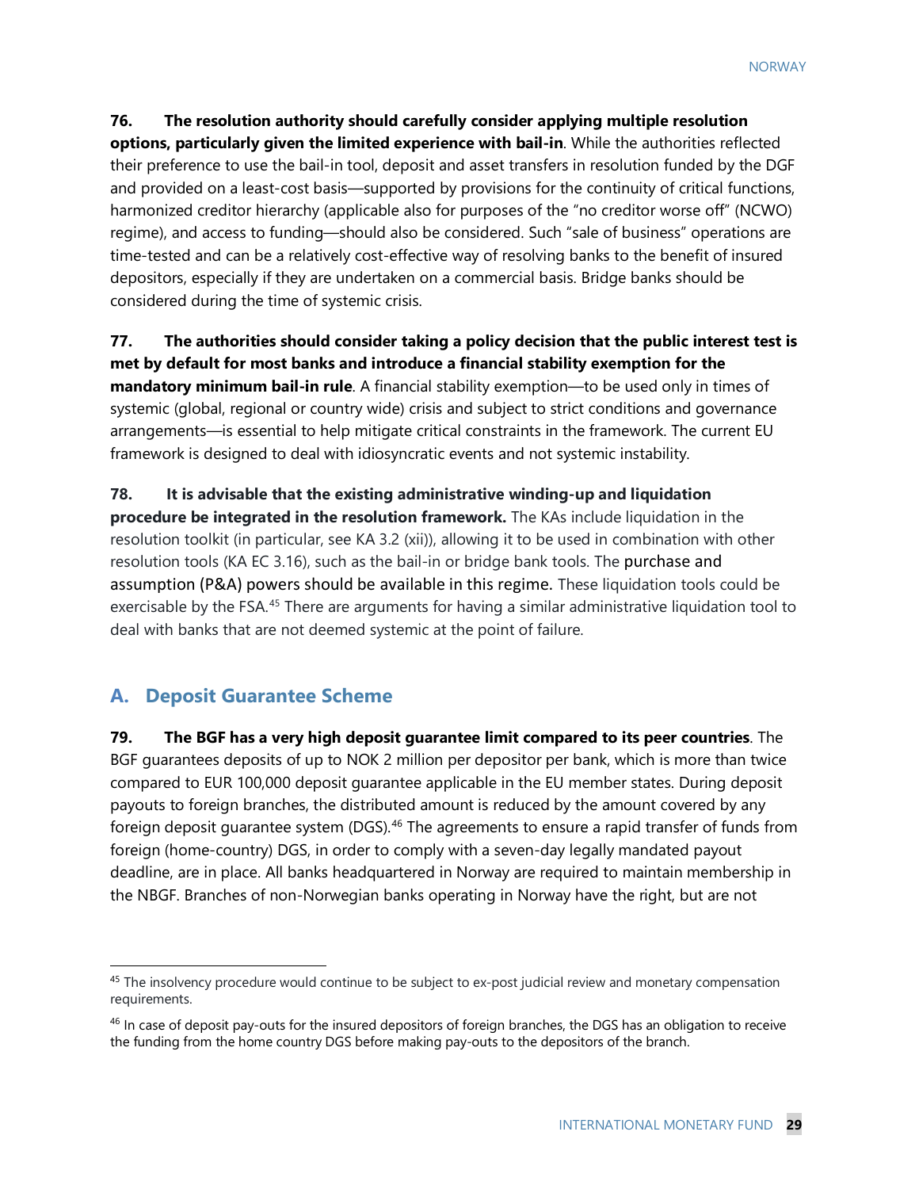**76. The resolution authority should carefully consider applying multiple resolution options, particularly given the limited experience with bail-in**. While the authorities reflected their preference to use the bail-in tool, deposit and asset transfers in resolution funded by the DGF and provided on a least-cost basis—supported by provisions for the continuity of critical functions, harmonized creditor hierarchy (applicable also for purposes of the "no creditor worse off" (NCWO) regime), and access to funding—should also be considered. Such "sale of business" operations are time-tested and can be a relatively cost-effective way of resolving banks to the benefit of insured depositors, especially if they are undertaken on a commercial basis. Bridge banks should be considered during the time of systemic crisis.

**77. The authorities should consider taking a policy decision that the public interest test is met by default for most banks and introduce a financial stability exemption for the mandatory minimum bail-in rule**. A financial stability exemption—to be used only in times of systemic (global, regional or country wide) crisis and subject to strict conditions and governance arrangements—is essential to help mitigate critical constraints in the framework. The current EU framework is designed to deal with idiosyncratic events and not systemic instability.

**78. It is advisable that the existing administrative winding-up and liquidation procedure be integrated in the resolution framework.** The KAs include liquidation in the resolution toolkit (in particular, see KA 3.2 (xii)), allowing it to be used in combination with other resolution tools (KA EC 3.16), such as the bail-in or bridge bank tools. The purchase and assumption (P&A) powers should be available in this regime. These liquidation tools could be exercisable by the FSA.[45] There are arguments for having a similar administrative liquidation tool to deal with banks that are not deemed systemic at the point of failure.

## A. Deposit Guarantee Scheme

**79. The BGF has a very high deposit guarantee limit compared to its peer countries**. The BGF guarantees deposits of up to NOK 2 million per depositor per bank, which is more than twice compared to EUR 100,000 deposit guarantee applicable in the EU member states. During deposit payouts to foreign branches, the distributed amount is reduced by the amount covered by any foreign deposit guarantee system (DGS).[46] The agreements to ensure a rapid transfer of funds from foreign (home-country) DGS, in order to comply with a seven-day legally mandated payout deadline, are in place. All banks headquartered in Norway are required to maintain membership in the NBGF. Branches of non-Norwegian banks operating in Norway have the right, but are not

---

[45] The insolvency procedure would continue to be subject to ex-post judicial review and monetary compensation requirements.

[46] In case of deposit pay-outs for the insured depositors of foreign branches, the DGS has an obligation to receive the funding from the home country DGS before making pay-outs to the depositors of the branch.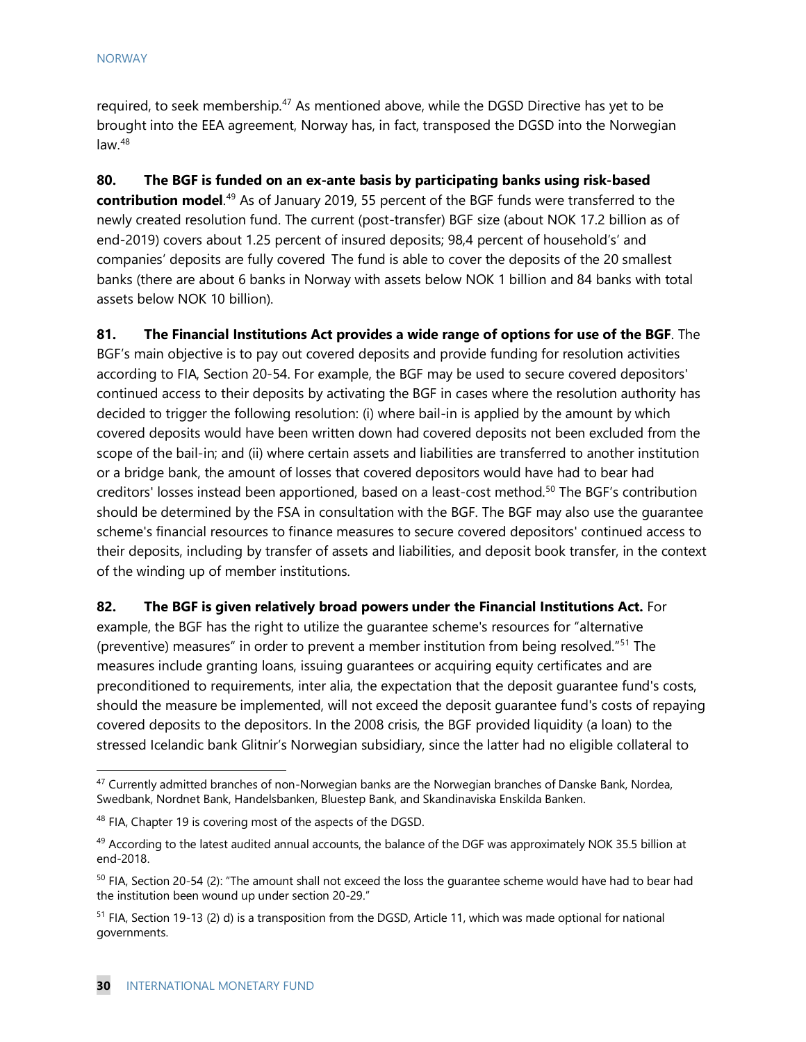required, to seek membership.[47] As mentioned above, while the DGSD Directive has yet to be brought into the EEA agreement, Norway has, in fact, transposed the DGSD into the Norwegian law.[48]

**80. The BGF is funded on an ex-ante basis by participating banks using risk-based contribution model**.[49] As of January 2019, 55 percent of the BGF funds were transferred to the newly created resolution fund. The current (post-transfer) BGF size (about NOK 17.2 billion as of end-2019) covers about 1.25 percent of insured deposits; 98,4 percent of household's' and companies' deposits are fully covered The fund is able to cover the deposits of the 20 smallest banks (there are about 6 banks in Norway with assets below NOK 1 billion and 84 banks with total assets below NOK 10 billion).

**81. The Financial Institutions Act provides a wide range of options for use of the BGF**. The BGF's main objective is to pay out covered deposits and provide funding for resolution activities according to FIA, Section 20-54. For example, the BGF may be used to secure covered depositors' continued access to their deposits by activating the BGF in cases where the resolution authority has decided to trigger the following resolution: (i) where bail-in is applied by the amount by which covered deposits would have been written down had covered deposits not been excluded from the scope of the bail-in; and (ii) where certain assets and liabilities are transferred to another institution or a bridge bank, the amount of losses that covered depositors would have had to bear had creditors' losses instead been apportioned, based on a least-cost method.[50] The BGF's contribution should be determined by the FSA in consultation with the BGF. The BGF may also use the guarantee scheme's financial resources to finance measures to secure covered depositors' continued access to their deposits, including by transfer of assets and liabilities, and deposit book transfer, in the context of the winding up of member institutions.

**82. The BGF is given relatively broad powers under the Financial Institutions Act.** For example, the BGF has the right to utilize the guarantee scheme's resources for "alternative (preventive) measures" in order to prevent a member institution from being resolved."[51] The measures include granting loans, issuing guarantees or acquiring equity certificates and are preconditioned to requirements, inter alia, the expectation that the deposit guarantee fund's costs, should the measure be implemented, will not exceed the deposit guarantee fund's costs of repaying covered deposits to the depositors. In the 2008 crisis, the BGF provided liquidity (a loan) to the stressed Icelandic bank Glitnir's Norwegian subsidiary, since the latter had no eligible collateral to

---

[47] Currently admitted branches of non-Norwegian banks are the Norwegian branches of Danske Bank, Nordea, Swedbank, Nordnet Bank, Handelsbanken, Bluestep Bank, and Skandinaviska Enskilda Banken.

[48] FIA, Chapter 19 is covering most of the aspects of the DGSD.

[49] According to the latest audited annual accounts, the balance of the DGF was approximately NOK 35.5 billion at end-2018.

[50] FIA, Section 20-54 (2): "The amount shall not exceed the loss the guarantee scheme would have had to bear had the institution been wound up under section 20-29."

[51] FIA, Section 19-13 (2) d) is a transposition from the DGSD, Article 11, which was made optional for national governments.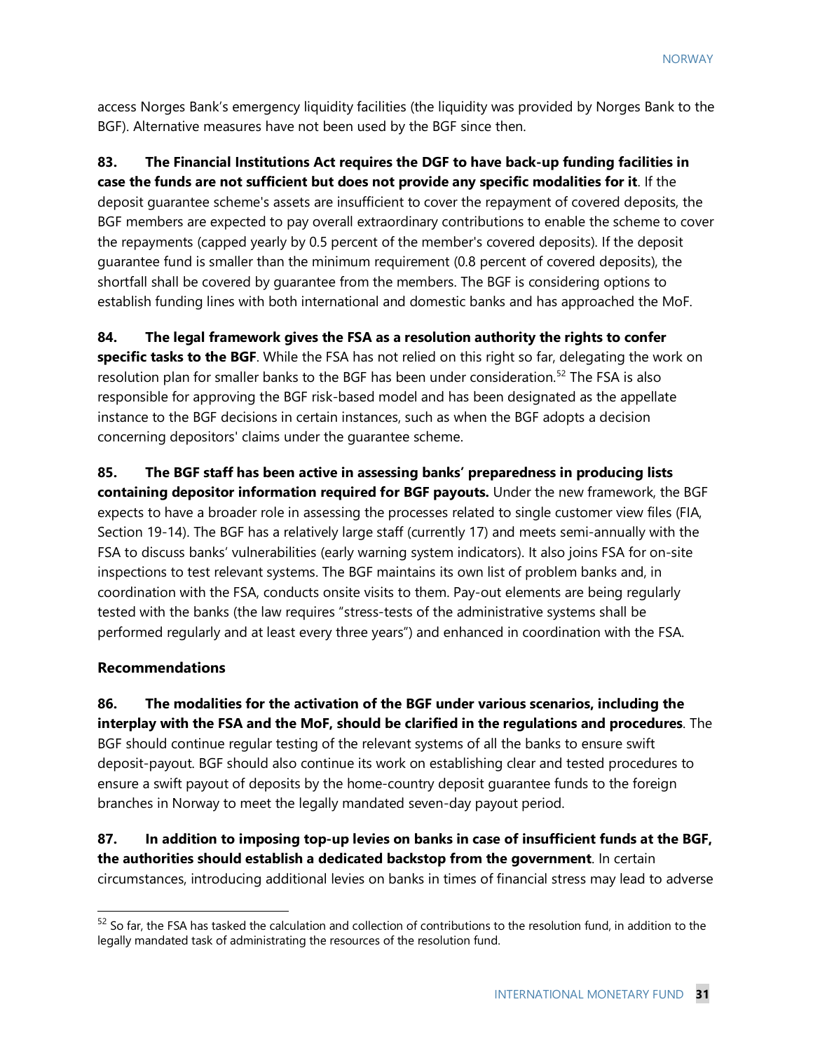access Norges Bank's emergency liquidity facilities (the liquidity was provided by Norges Bank to the BGF). Alternative measures have not been used by the BGF since then.

**83. The Financial Institutions Act requires the DGF to have back-up funding facilities in case the funds are not sufficient but does not provide any specific modalities for it**. If the deposit guarantee scheme's assets are insufficient to cover the repayment of covered deposits, the BGF members are expected to pay overall extraordinary contributions to enable the scheme to cover the repayments (capped yearly by 0.5 percent of the member's covered deposits). If the deposit guarantee fund is smaller than the minimum requirement (0.8 percent of covered deposits), the shortfall shall be covered by guarantee from the members. The BGF is considering options to establish funding lines with both international and domestic banks and has approached the MoF.

**84. The legal framework gives the FSA as a resolution authority the rights to confer specific tasks to the BGF**. While the FSA has not relied on this right so far, delegating the work on resolution plan for smaller banks to the BGF has been under consideration.[52] The FSA is also responsible for approving the BGF risk-based model and has been designated as the appellate instance to the BGF decisions in certain instances, such as when the BGF adopts a decision concerning depositors' claims under the guarantee scheme.

**85. The BGF staff has been active in assessing banks' preparedness in producing lists containing depositor information required for BGF payouts.** Under the new framework, the BGF expects to have a broader role in assessing the processes related to single customer view files (FIA, Section 19-14). The BGF has a relatively large staff (currently 17) and meets semi-annually with the FSA to discuss banks' vulnerabilities (early warning system indicators). It also joins FSA for on-site inspections to test relevant systems. The BGF maintains its own list of problem banks and, in coordination with the FSA, conducts onsite visits to them. Pay-out elements are being regularly tested with the banks (the law requires "stress-tests of the administrative systems shall be performed regularly and at least every three years") and enhanced in coordination with the FSA.

### Recommendations

**86. The modalities for the activation of the BGF under various scenarios, including the interplay with the FSA and the MoF, should be clarified in the regulations and procedures**. The BGF should continue regular testing of the relevant systems of all the banks to ensure swift deposit-payout. BGF should also continue its work on establishing clear and tested procedures to ensure a swift payout of deposits by the home-country deposit guarantee funds to the foreign branches in Norway to meet the legally mandated seven-day payout period.

**87. In addition to imposing top-up levies on banks in case of insufficient funds at the BGF, the authorities should establish a dedicated backstop from the government**. In certain circumstances, introducing additional levies on banks in times of financial stress may lead to adverse

[52] So far, the FSA has tasked the calculation and collection of contributions to the resolution fund, in addition to the legally mandated task of administrating the resources of the resolution fund.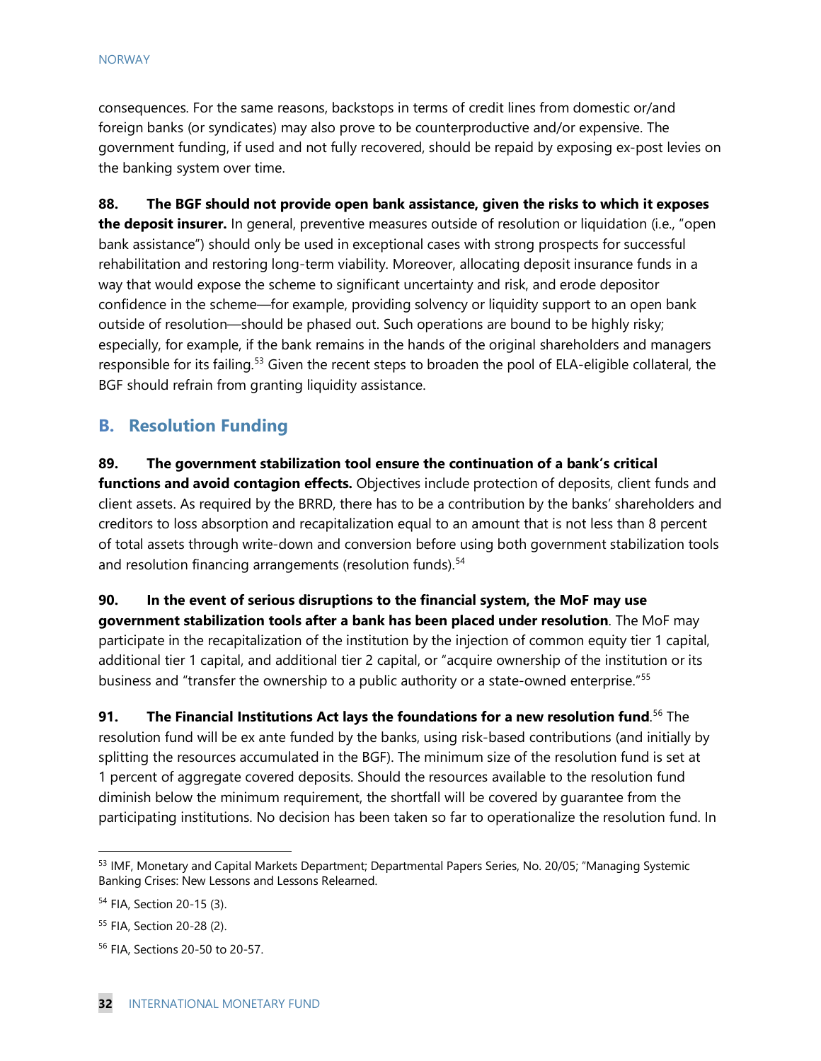consequences. For the same reasons, backstops in terms of credit lines from domestic or/and foreign banks (or syndicates) may also prove to be counterproductive and/or expensive. The government funding, if used and not fully recovered, should be repaid by exposing ex-post levies on the banking system over time.

**88. The BGF should not provide open bank assistance, given the risks to which it exposes the deposit insurer.** In general, preventive measures outside of resolution or liquidation (i.e., "open bank assistance") should only be used in exceptional cases with strong prospects for successful rehabilitation and restoring long-term viability. Moreover, allocating deposit insurance funds in a way that would expose the scheme to significant uncertainty and risk, and erode depositor confidence in the scheme—for example, providing solvency or liquidity support to an open bank outside of resolution—should be phased out. Such operations are bound to be highly risky; especially, for example, if the bank remains in the hands of the original shareholders and managers responsible for its failing.[53] Given the recent steps to broaden the pool of ELA-eligible collateral, the BGF should refrain from granting liquidity assistance.

## B. Resolution Funding

**89. The government stabilization tool ensure the continuation of a bank's critical functions and avoid contagion effects.** Objectives include protection of deposits, client funds and client assets. As required by the BRRD, there has to be a contribution by the banks' shareholders and creditors to loss absorption and recapitalization equal to an amount that is not less than 8 percent of total assets through write-down and conversion before using both government stabilization tools and resolution financing arrangements (resolution funds).[54]

**90. In the event of serious disruptions to the financial system, the MoF may use government stabilization tools after a bank has been placed under resolution**. The MoF may participate in the recapitalization of the institution by the injection of common equity tier 1 capital, additional tier 1 capital, and additional tier 2 capital, or "acquire ownership of the institution or its business and "transfer the ownership to a public authority or a state-owned enterprise."[55]

**91. The Financial Institutions Act lays the foundations for a new resolution fund**.[56] The resolution fund will be ex ante funded by the banks, using risk-based contributions (and initially by splitting the resources accumulated in the BGF). The minimum size of the resolution fund is set at 1 percent of aggregate covered deposits. Should the resources available to the resolution fund diminish below the minimum requirement, the shortfall will be covered by guarantee from the participating institutions. No decision has been taken so far to operationalize the resolution fund. In

---

[53] IMF, Monetary and Capital Markets Department; Departmental Papers Series, No. 20/05; "Managing Systemic Banking Crises: New Lessons and Lessons Relearned.

[54] FIA, Section 20-15 (3).

[55] FIA, Section 20-28 (2).

[56] FIA, Sections 20-50 to 20-57.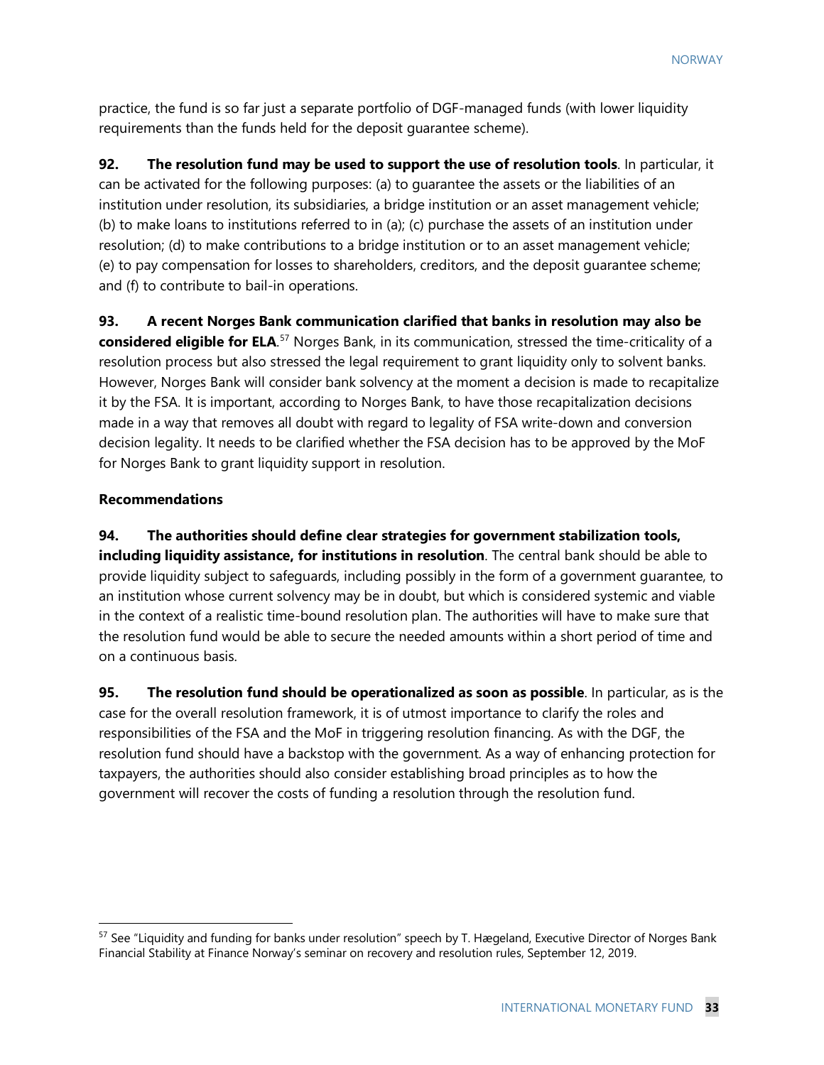practice, the fund is so far just a separate portfolio of DGF-managed funds (with lower liquidity requirements than the funds held for the deposit guarantee scheme).

**92. The resolution fund may be used to support the use of resolution tools**. In particular, it can be activated for the following purposes: (a) to guarantee the assets or the liabilities of an institution under resolution, its subsidiaries, a bridge institution or an asset management vehicle; (b) to make loans to institutions referred to in (a); (c) purchase the assets of an institution under resolution; (d) to make contributions to a bridge institution or to an asset management vehicle; (e) to pay compensation for losses to shareholders, creditors, and the deposit guarantee scheme; and (f) to contribute to bail-in operations.

**93. A recent Norges Bank communication clarified that banks in resolution may also be considered eligible for ELA**.[57] Norges Bank, in its communication, stressed the time-criticality of a resolution process but also stressed the legal requirement to grant liquidity only to solvent banks. However, Norges Bank will consider bank solvency at the moment a decision is made to recapitalize it by the FSA. It is important, according to Norges Bank, to have those recapitalization decisions made in a way that removes all doubt with regard to legality of FSA write-down and conversion decision legality. It needs to be clarified whether the FSA decision has to be approved by the MoF for Norges Bank to grant liquidity support in resolution.

**Recommendations**

**94. The authorities should define clear strategies for government stabilization tools, including liquidity assistance, for institutions in resolution**. The central bank should be able to provide liquidity subject to safeguards, including possibly in the form of a government guarantee, to an institution whose current solvency may be in doubt, but which is considered systemic and viable in the context of a realistic time-bound resolution plan. The authorities will have to make sure that the resolution fund would be able to secure the needed amounts within a short period of time and on a continuous basis.

**95. The resolution fund should be operationalized as soon as possible**. In particular, as is the case for the overall resolution framework, it is of utmost importance to clarify the roles and responsibilities of the FSA and the MoF in triggering resolution financing. As with the DGF, the resolution fund should have a backstop with the government. As a way of enhancing protection for taxpayers, the authorities should also consider establishing broad principles as to how the government will recover the costs of funding a resolution through the resolution fund.

---

[57] See "Liquidity and funding for banks under resolution" speech by T. Hægeland, Executive Director of Norges Bank Financial Stability at Finance Norway's seminar on recovery and resolution rules, September 12, 2019.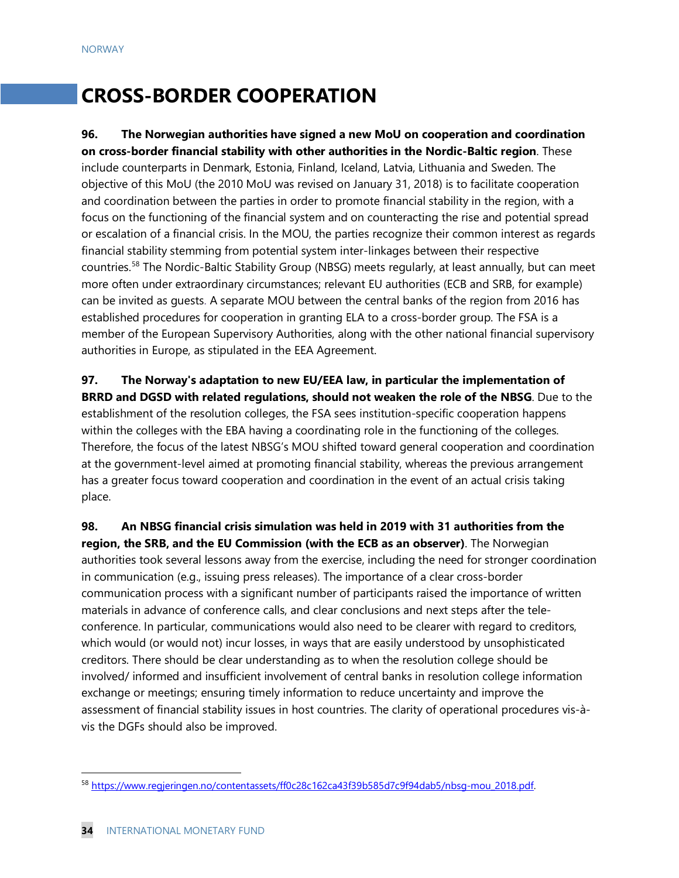# CROSS-BORDER COOPERATION

**96. The Norwegian authorities have signed a new MoU on cooperation and coordination on cross-border financial stability with other authorities in the Nordic-Baltic region**. These include counterparts in Denmark, Estonia, Finland, Iceland, Latvia, Lithuania and Sweden. The objective of this MoU (the 2010 MoU was revised on January 31, 2018) is to facilitate cooperation and coordination between the parties in order to promote financial stability in the region, with a focus on the functioning of the financial system and on counteracting the rise and potential spread or escalation of a financial crisis. In the MOU, the parties recognize their common interest as regards financial stability stemming from potential system inter-linkages between their respective countries.[58] The Nordic-Baltic Stability Group (NBSG) meets regularly, at least annually, but can meet more often under extraordinary circumstances; relevant EU authorities (ECB and SRB, for example) can be invited as guests. A separate MOU between the central banks of the region from 2016 has established procedures for cooperation in granting ELA to a cross-border group. The FSA is a member of the European Supervisory Authorities, along with the other national financial supervisory authorities in Europe, as stipulated in the EEA Agreement.

**97. The Norway's adaptation to new EU/EEA law, in particular the implementation of BRRD and DGSD with related regulations, should not weaken the role of the NBSG**. Due to the establishment of the resolution colleges, the FSA sees institution-specific cooperation happens within the colleges with the EBA having a coordinating role in the functioning of the colleges. Therefore, the focus of the latest NBSG's MOU shifted toward general cooperation and coordination at the government-level aimed at promoting financial stability, whereas the previous arrangement has a greater focus toward cooperation and coordination in the event of an actual crisis taking place.

**98. An NBSG financial crisis simulation was held in 2019 with 31 authorities from the region, the SRB, and the EU Commission (with the ECB as an observer)**. The Norwegian authorities took several lessons away from the exercise, including the need for stronger coordination in communication (e.g., issuing press releases). The importance of a clear cross-border communication process with a significant number of participants raised the importance of written materials in advance of conference calls, and clear conclusions and next steps after the tele-conference. In particular, communications would also need to be clearer with regard to creditors, which would (or would not) incur losses, in ways that are easily understood by unsophisticated creditors. There should be clear understanding as to when the resolution college should be involved/ informed and insufficient involvement of central banks in resolution college information exchange or meetings; ensuring timely information to reduce uncertainty and improve the assessment of financial stability issues in host countries. The clarity of operational procedures vis-à-vis the DGFs should also be improved.

---

[58] https://www.regjeringen.no/contentassets/ff0c28c162ca43f39b585d7c9f94dab5/nbsg-mou_2018.pdf.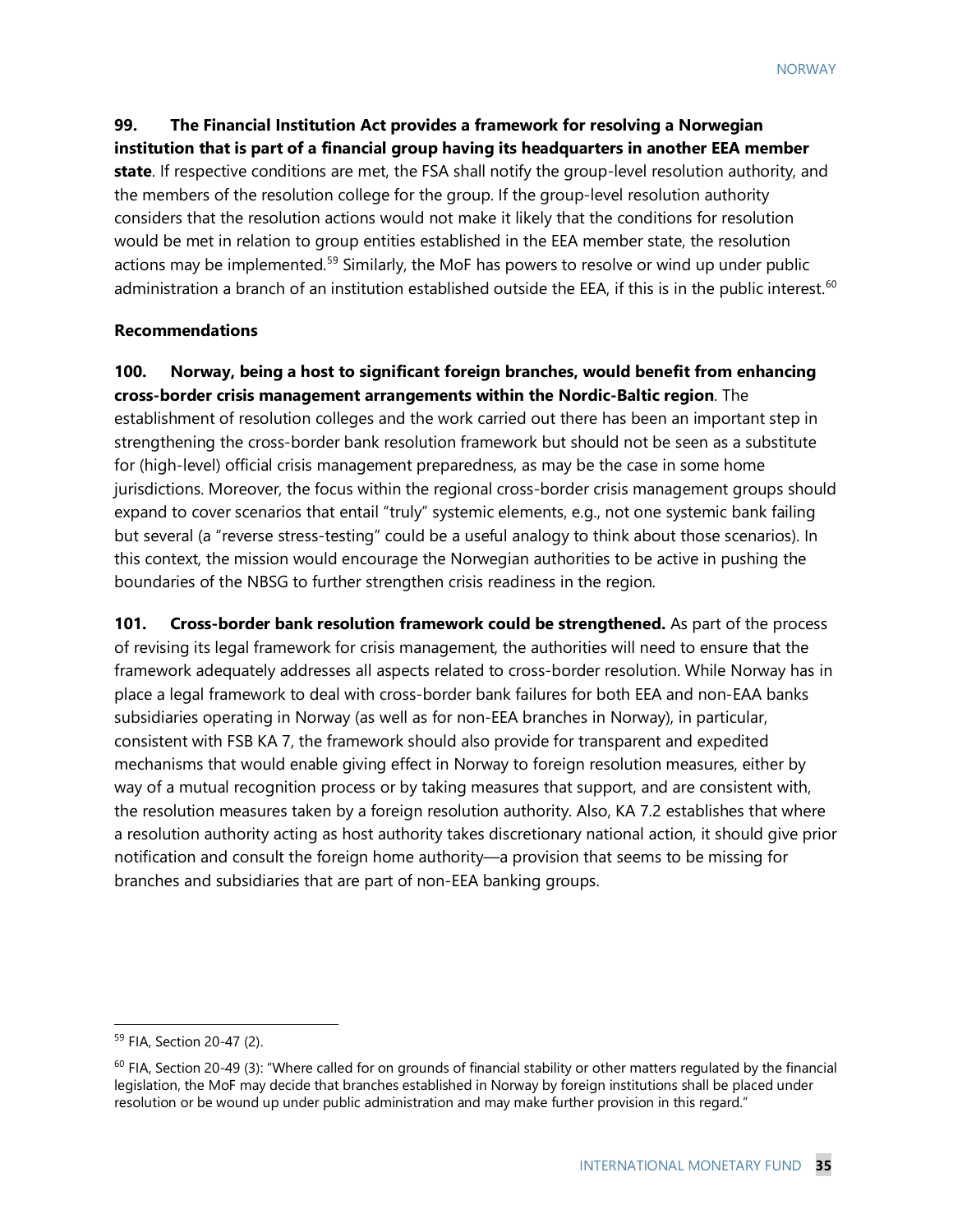**99. The Financial Institution Act provides a framework for resolving a Norwegian institution that is part of a financial group having its headquarters in another EEA member state**. If respective conditions are met, the FSA shall notify the group-level resolution authority, and the members of the resolution college for the group. If the group-level resolution authority considers that the resolution actions would not make it likely that the conditions for resolution would be met in relation to group entities established in the EEA member state, the resolution actions may be implemented.[59] Similarly, the MoF has powers to resolve or wind up under public administration a branch of an institution established outside the EEA, if this is in the public interest.[60]

**Recommendations**

**100. Norway, being a host to significant foreign branches, would benefit from enhancing cross-border crisis management arrangements within the Nordic-Baltic region**. The establishment of resolution colleges and the work carried out there has been an important step in strengthening the cross-border bank resolution framework but should not be seen as a substitute for (high-level) official crisis management preparedness, as may be the case in some home jurisdictions. Moreover, the focus within the regional cross-border crisis management groups should expand to cover scenarios that entail "truly" systemic elements, e.g., not one systemic bank failing but several (a "reverse stress-testing" could be a useful analogy to think about those scenarios). In this context, the mission would encourage the Norwegian authorities to be active in pushing the boundaries of the NBSG to further strengthen crisis readiness in the region.

**101. Cross-border bank resolution framework could be strengthened.** As part of the process of revising its legal framework for crisis management, the authorities will need to ensure that the framework adequately addresses all aspects related to cross-border resolution. While Norway has in place a legal framework to deal with cross-border bank failures for both EEA and non-EAA banks subsidiaries operating in Norway (as well as for non-EEA branches in Norway), in particular, consistent with FSB KA 7, the framework should also provide for transparent and expedited mechanisms that would enable giving effect in Norway to foreign resolution measures, either by way of a mutual recognition process or by taking measures that support, and are consistent with, the resolution measures taken by a foreign resolution authority. Also, KA 7.2 establishes that where a resolution authority acting as host authority takes discretionary national action, it should give prior notification and consult the foreign home authority—a provision that seems to be missing for branches and subsidiaries that are part of non-EEA banking groups.

---

[59] FIA, Section 20-47 (2).

[60] FIA, Section 20-49 (3): "Where called for on grounds of financial stability or other matters regulated by the financial legislation, the MoF may decide that branches established in Norway by foreign institutions shall be placed under resolution or be wound up under public administration and may make further provision in this regard."